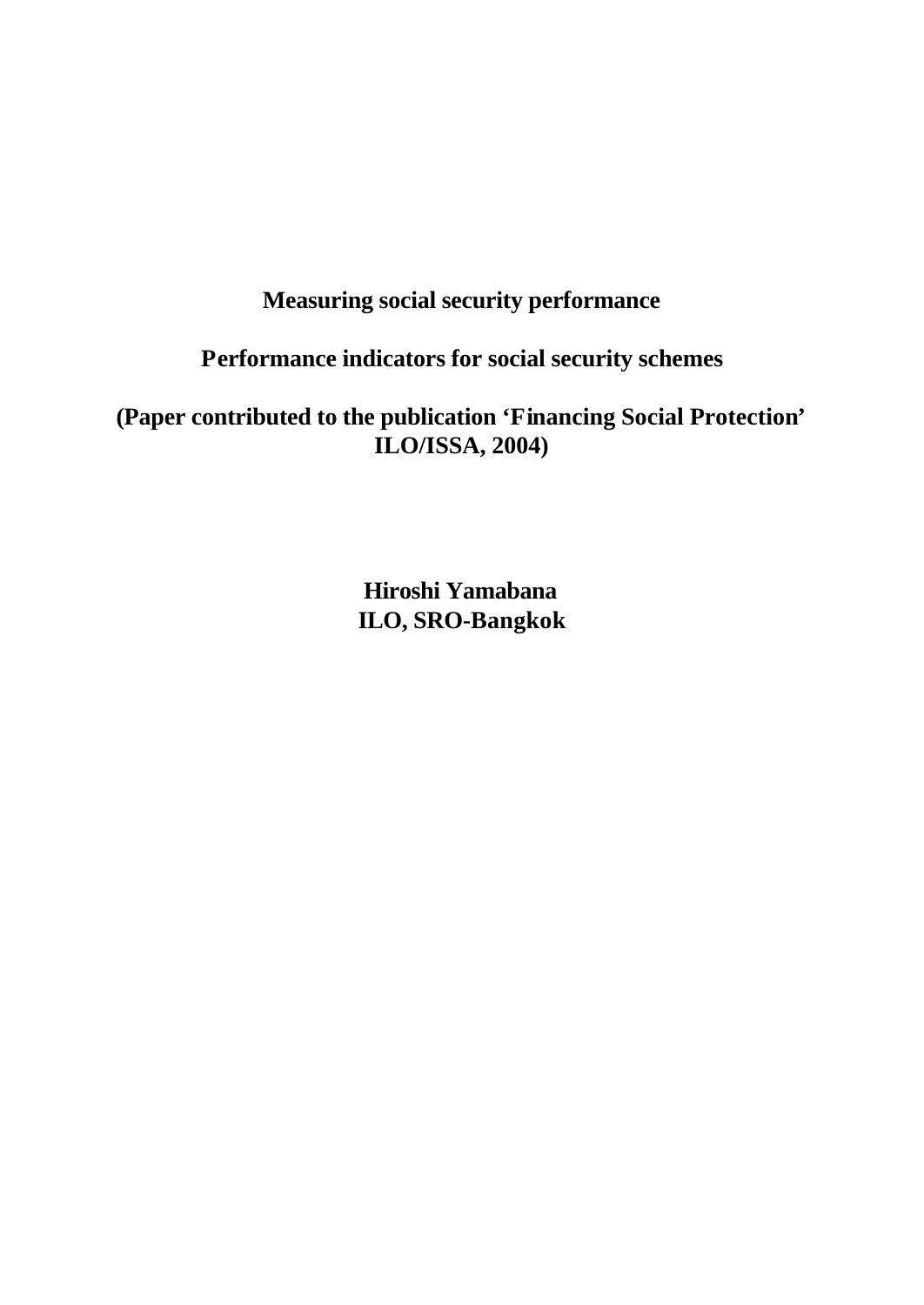# Measuring social security performance

## Performance indicators for social security schemes

**(Paper contributed to the publication 'Financing Social Protection' ILO/ISSA, 2004)**

**Hiroshi Yamabana**
**ILO, SRO-Bangkok**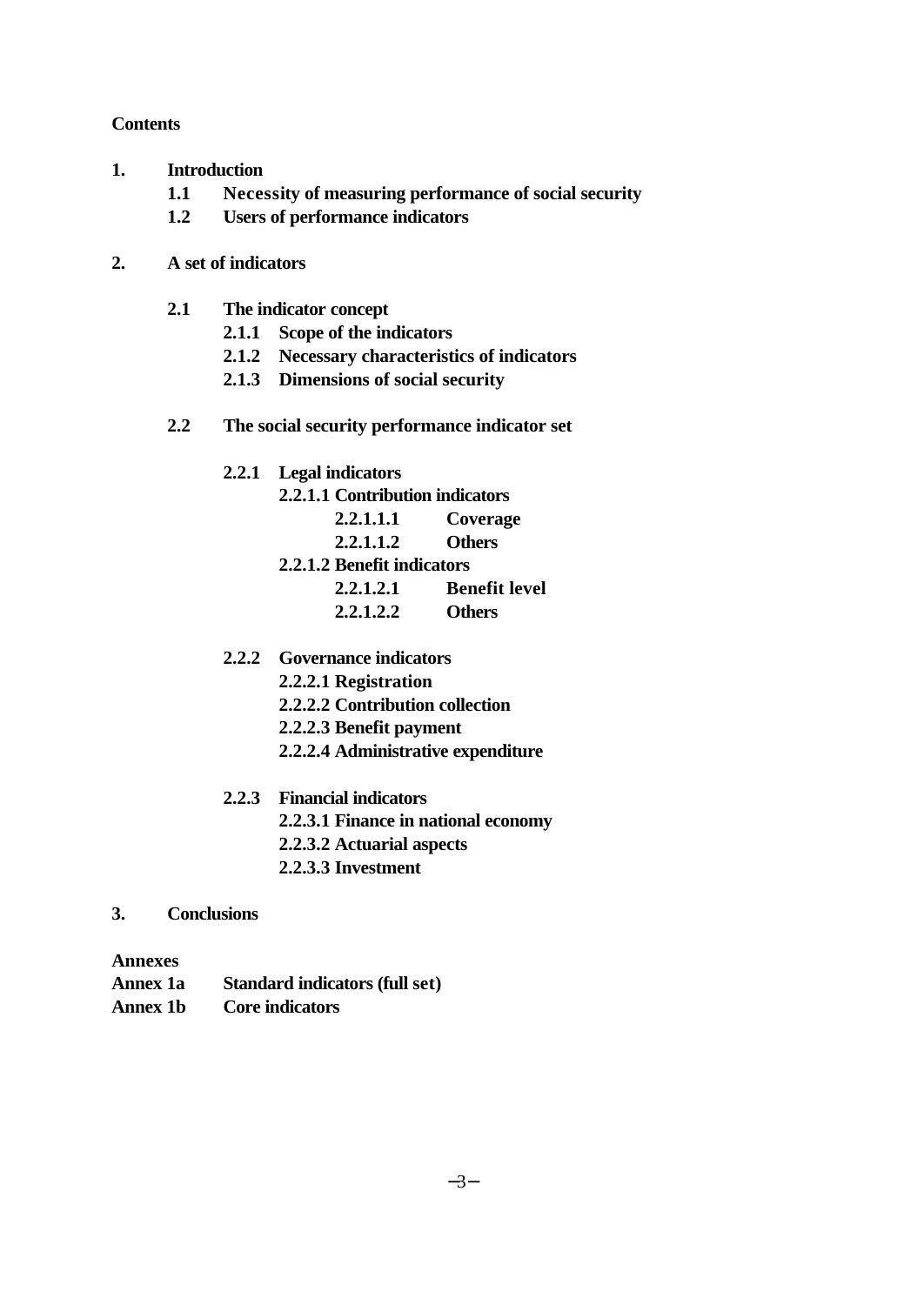**Contents**

**1. Introduction**

- **1.1 Necessity of measuring performance of social security**
- **1.2 Users of performance indicators**

**2. A set of indicators**

- **2.1 The indicator concept**
  - **2.1.1 Scope of the indicators**
  - **2.1.2 Necessary characteristics of indicators**
  - **2.1.3 Dimensions of social security**

- **2.2 The social security performance indicator set**

  - **2.2.1 Legal indicators**
    - **2.2.1.1 Contribution indicators**
      - **2.2.1.1.1 Coverage**
      - **2.2.1.1.2 Others**
    - **2.2.1.2 Benefit indicators**
      - **2.2.1.2.1 Benefit level**
      - **2.2.1.2.2 Others**

  - **2.2.2 Governance indicators**
    - **2.2.2.1 Registration**
    - **2.2.2.2 Contribution collection**
    - **2.2.2.3 Benefit payment**
    - **2.2.2.4 Administrative expenditure**

  - **2.2.3 Financial indicators**
    - **2.2.3.1 Finance in national economy**
    - **2.2.3.2 Actuarial aspects**
    - **2.2.3.3 Investment**

**3. Conclusions**

**Annexes**

**Annex 1a** **Standard indicators (full set)**

**Annex 1b** **Core indicators**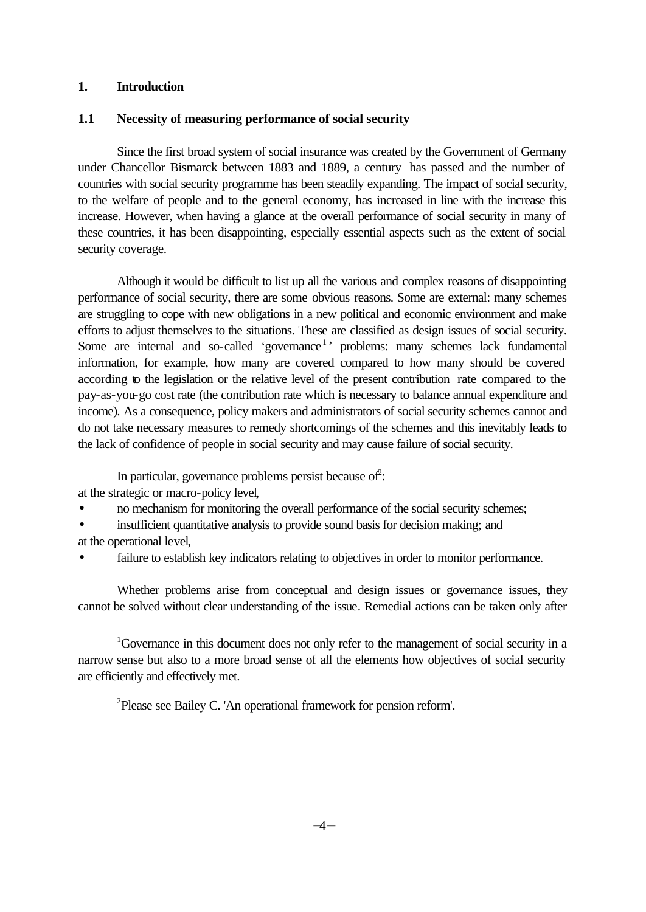## 1. Introduction

### 1.1 Necessity of measuring performance of social security

Since the first broad system of social insurance was created by the Government of Germany under Chancellor Bismarck between 1883 and 1889, a century has passed and the number of countries with social security programme has been steadily expanding. The impact of social security, to the welfare of people and to the general economy, has increased in line with the increase this increase. However, when having a glance at the overall performance of social security in many of these countries, it has been disappointing, especially essential aspects such as the extent of social security coverage.

Although it would be difficult to list up all the various and complex reasons of disappointing performance of social security, there are some obvious reasons. Some are external: many schemes are struggling to cope with new obligations in a new political and economic environment and make efforts to adjust themselves to the situations. These are classified as design issues of social security. Some are internal and so-called 'governance[1]' problems: many schemes lack fundamental information, for example, how many are covered compared to how many should be covered according to the legislation or the relative level of the present contribution rate compared to the pay-as-you-go cost rate (the contribution rate which is necessary to balance annual expenditure and income). As a consequence, policy makers and administrators of social security schemes cannot and do not take necessary measures to remedy shortcomings of the schemes and this inevitably leads to the lack of confidence of people in social security and may cause failure of social security.

In particular, governance problems persist because of[2]:

at the strategic or macro-policy level,

- no mechanism for monitoring the overall performance of the social security schemes;
- insufficient quantitative analysis to provide sound basis for decision making; and

at the operational level,

- failure to establish key indicators relating to objectives in order to monitor performance.

Whether problems arise from conceptual and design issues or governance issues, they cannot be solved without clear understanding of the issue. Remedial actions can be taken only after

---

[1] Governance in this document does not only refer to the management of social security in a narrow sense but also to a more broad sense of all the elements how objectives of social security are efficiently and effectively met.

[2] Please see Bailey C. 'An operational framework for pension reform'.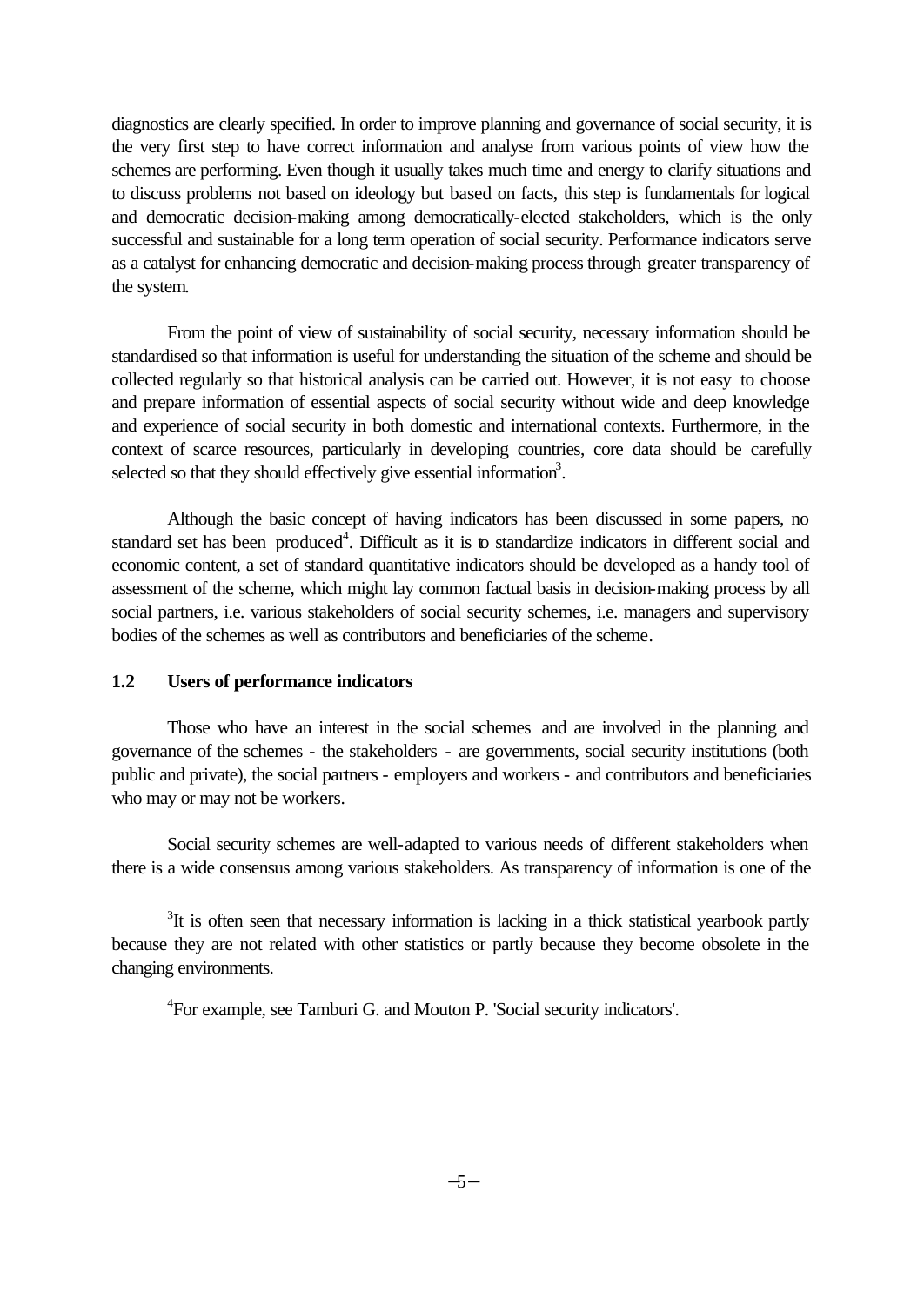diagnostics are clearly specified. In order to improve planning and governance of social security, it is the very first step to have correct information and analyse from various points of view how the schemes are performing. Even though it usually takes much time and energy to clarify situations and to discuss problems not based on ideology but based on facts, this step is fundamentals for logical and democratic decision-making among democratically-elected stakeholders, which is the only successful and sustainable for a long term operation of social security. Performance indicators serve as a catalyst for enhancing democratic and decision-making process through greater transparency of the system.

From the point of view of sustainability of social security, necessary information should be standardised so that information is useful for understanding the situation of the scheme and should be collected regularly so that historical analysis can be carried out. However, it is not easy to choose and prepare information of essential aspects of social security without wide and deep knowledge and experience of social security in both domestic and international contexts. Furthermore, in the context of scarce resources, particularly in developing countries, core data should be carefully selected so that they should effectively give essential information[3].

Although the basic concept of having indicators has been discussed in some papers, no standard set has been produced[4]. Difficult as it is to standardize indicators in different social and economic content, a set of standard quantitative indicators should be developed as a handy tool of assessment of the scheme, which might lay common factual basis in decision-making process by all social partners, i.e. various stakeholders of social security schemes, i.e. managers and supervisory bodies of the schemes as well as contributors and beneficiaries of the scheme.

### 1.2 Users of performance indicators

Those who have an interest in the social schemes and are involved in the planning and governance of the schemes - the stakeholders - are governments, social security institutions (both public and private), the social partners - employers and workers - and contributors and beneficiaries who may or may not be workers.

Social security schemes are well-adapted to various needs of different stakeholders when there is a wide consensus among various stakeholders. As transparency of information is one of the

---

[3]It is often seen that necessary information is lacking in a thick statistical yearbook partly because they are not related with other statistics or partly because they become obsolete in the changing environments.

[4]For example, see Tamburi G. and Mouton P. 'Social security indicators'.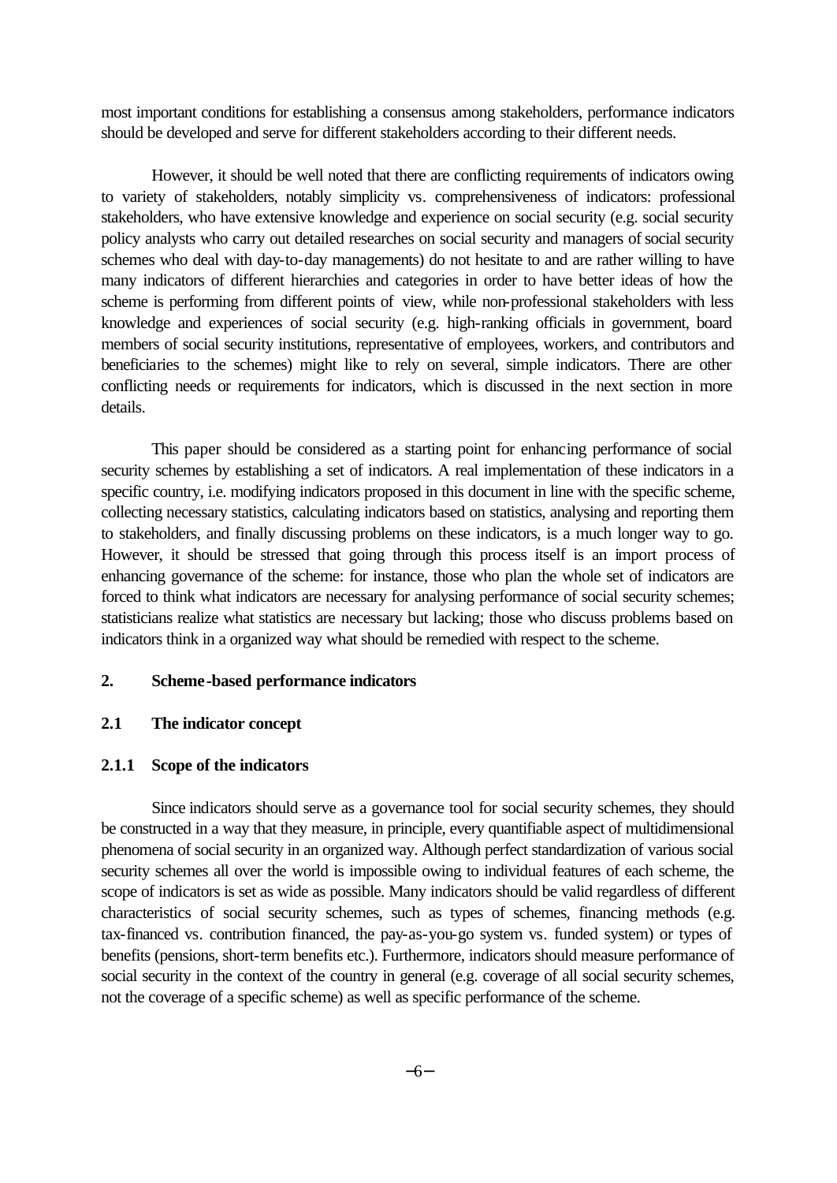most important conditions for establishing a consensus among stakeholders, performance indicators should be developed and serve for different stakeholders according to their different needs.

However, it should be well noted that there are conflicting requirements of indicators owing to variety of stakeholders, notably simplicity vs. comprehensiveness of indicators: professional stakeholders, who have extensive knowledge and experience on social security (e.g. social security policy analysts who carry out detailed researches on social security and managers of social security schemes who deal with day-to-day managements) do not hesitate to and are rather willing to have many indicators of different hierarchies and categories in order to have better ideas of how the scheme is performing from different points of view, while non-professional stakeholders with less knowledge and experiences of social security (e.g. high-ranking officials in government, board members of social security institutions, representative of employees, workers, and contributors and beneficiaries to the schemes) might like to rely on several, simple indicators. There are other conflicting needs or requirements for indicators, which is discussed in the next section in more details.

This paper should be considered as a starting point for enhancing performance of social security schemes by establishing a set of indicators. A real implementation of these indicators in a specific country, i.e. modifying indicators proposed in this document in line with the specific scheme, collecting necessary statistics, calculating indicators based on statistics, analysing and reporting them to stakeholders, and finally discussing problems on these indicators, is a much longer way to go. However, it should be stressed that going through this process itself is an import process of enhancing governance of the scheme: for instance, those who plan the whole set of indicators are forced to think what indicators are necessary for analysing performance of social security schemes; statisticians realize what statistics are necessary but lacking; those who discuss problems based on indicators think in a organized way what should be remedied with respect to the scheme.

## 2. Scheme-based performance indicators

### 2.1 The indicator concept

#### 2.1.1 Scope of the indicators

Since indicators should serve as a governance tool for social security schemes, they should be constructed in a way that they measure, in principle, every quantifiable aspect of multidimensional phenomena of social security in an organized way. Although perfect standardization of various social security schemes all over the world is impossible owing to individual features of each scheme, the scope of indicators is set as wide as possible. Many indicators should be valid regardless of different characteristics of social security schemes, such as types of schemes, financing methods (e.g. tax-financed vs. contribution financed, the pay-as-you-go system vs. funded system) or types of benefits (pensions, short-term benefits etc.). Furthermore, indicators should measure performance of social security in the context of the country in general (e.g. coverage of all social security schemes, not the coverage of a specific scheme) as well as specific performance of the scheme.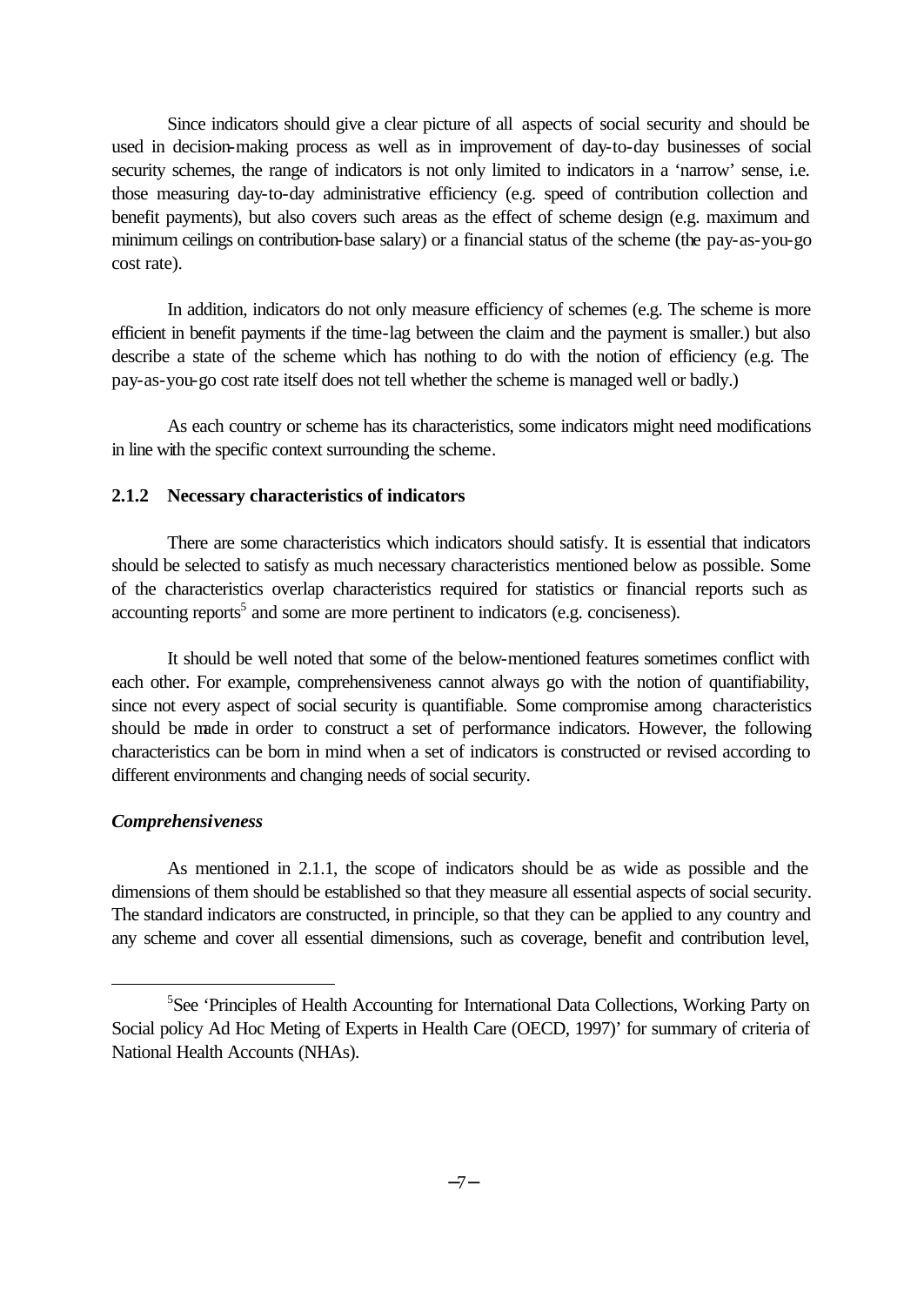Since indicators should give a clear picture of all aspects of social security and should be used in decision-making process as well as in improvement of day-to-day businesses of social security schemes, the range of indicators is not only limited to indicators in a 'narrow' sense, i.e. those measuring day-to-day administrative efficiency (e.g. speed of contribution collection and benefit payments), but also covers such areas as the effect of scheme design (e.g. maximum and minimum ceilings on contribution-base salary) or a financial status of the scheme (the pay-as-you-go cost rate).

In addition, indicators do not only measure efficiency of schemes (e.g. The scheme is more efficient in benefit payments if the time-lag between the claim and the payment is smaller.) but also describe a state of the scheme which has nothing to do with the notion of efficiency (e.g. The pay-as-you-go cost rate itself does not tell whether the scheme is managed well or badly.)

As each country or scheme has its characteristics, some indicators might need modifications in line with the specific context surrounding the scheme.

### 2.1.2 Necessary characteristics of indicators

There are some characteristics which indicators should satisfy. It is essential that indicators should be selected to satisfy as much necessary characteristics mentioned below as possible. Some of the characteristics overlap characteristics required for statistics or financial reports such as accounting reports[5] and some are more pertinent to indicators (e.g. conciseness).

It should be well noted that some of the below-mentioned features sometimes conflict with each other. For example, comprehensiveness cannot always go with the notion of quantifiability, since not every aspect of social security is quantifiable. Some compromise among characteristics should be made in order to construct a set of performance indicators. However, the following characteristics can be born in mind when a set of indicators is constructed or revised according to different environments and changing needs of social security.

***Comprehensiveness***

As mentioned in 2.1.1, the scope of indicators should be as wide as possible and the dimensions of them should be established so that they measure all essential aspects of social security. The standard indicators are constructed, in principle, so that they can be applied to any country and any scheme and cover all essential dimensions, such as coverage, benefit and contribution level,

[5] See 'Principles of Health Accounting for International Data Collections, Working Party on Social policy Ad Hoc Meting of Experts in Health Care (OECD, 1997)' for summary of criteria of National Health Accounts (NHAs).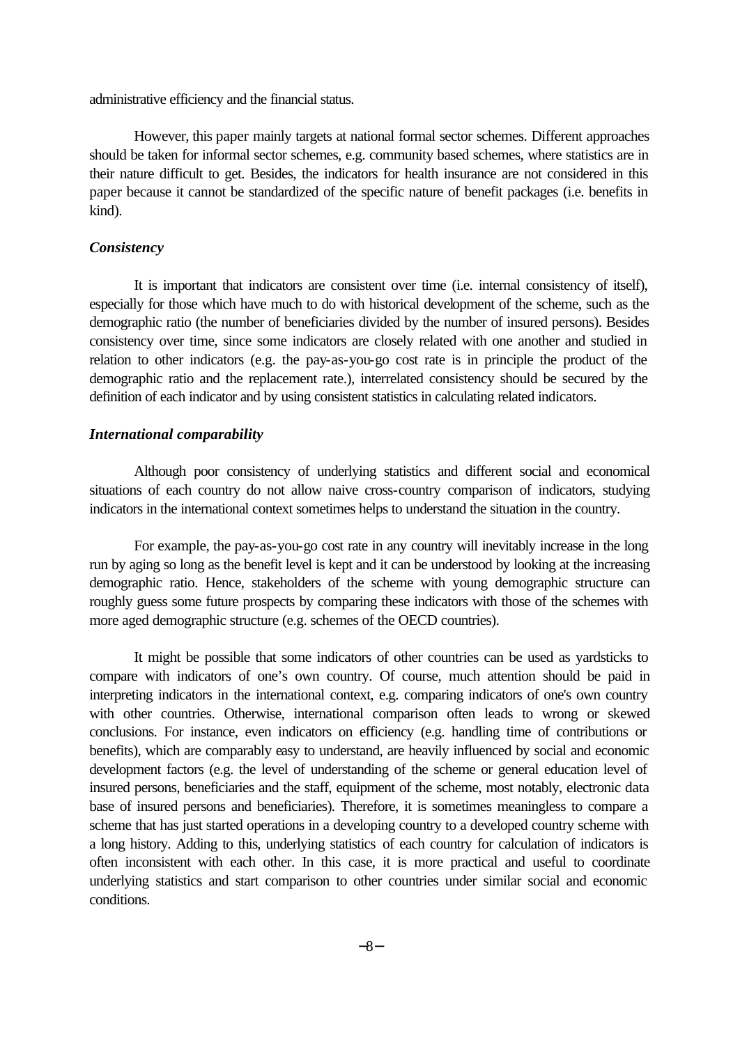administrative efficiency and the financial status.

However, this paper mainly targets at national formal sector schemes. Different approaches should be taken for informal sector schemes, e.g. community based schemes, where statistics are in their nature difficult to get. Besides, the indicators for health insurance are not considered in this paper because it cannot be standardized of the specific nature of benefit packages (i.e. benefits in kind).

***Consistency***

It is important that indicators are consistent over time (i.e. internal consistency of itself), especially for those which have much to do with historical development of the scheme, such as the demographic ratio (the number of beneficiaries divided by the number of insured persons). Besides consistency over time, since some indicators are closely related with one another and studied in relation to other indicators (e.g. the pay-as-you-go cost rate is in principle the product of the demographic ratio and the replacement rate.), interrelated consistency should be secured by the definition of each indicator and by using consistent statistics in calculating related indicators.

***International comparability***

Although poor consistency of underlying statistics and different social and economical situations of each country do not allow naive cross-country comparison of indicators, studying indicators in the international context sometimes helps to understand the situation in the country.

For example, the pay-as-you-go cost rate in any country will inevitably increase in the long run by aging so long as the benefit level is kept and it can be understood by looking at the increasing demographic ratio. Hence, stakeholders of the scheme with young demographic structure can roughly guess some future prospects by comparing these indicators with those of the schemes with more aged demographic structure (e.g. schemes of the OECD countries).

It might be possible that some indicators of other countries can be used as yardsticks to compare with indicators of one's own country. Of course, much attention should be paid in interpreting indicators in the international context, e.g. comparing indicators of one's own country with other countries. Otherwise, international comparison often leads to wrong or skewed conclusions. For instance, even indicators on efficiency (e.g. handling time of contributions or benefits), which are comparably easy to understand, are heavily influenced by social and economic development factors (e.g. the level of understanding of the scheme or general education level of insured persons, beneficiaries and the staff, equipment of the scheme, most notably, electronic data base of insured persons and beneficiaries). Therefore, it is sometimes meaningless to compare a scheme that has just started operations in a developing country to a developed country scheme with a long history. Adding to this, underlying statistics of each country for calculation of indicators is often inconsistent with each other. In this case, it is more practical and useful to coordinate underlying statistics and start comparison to other countries under similar social and economic conditions.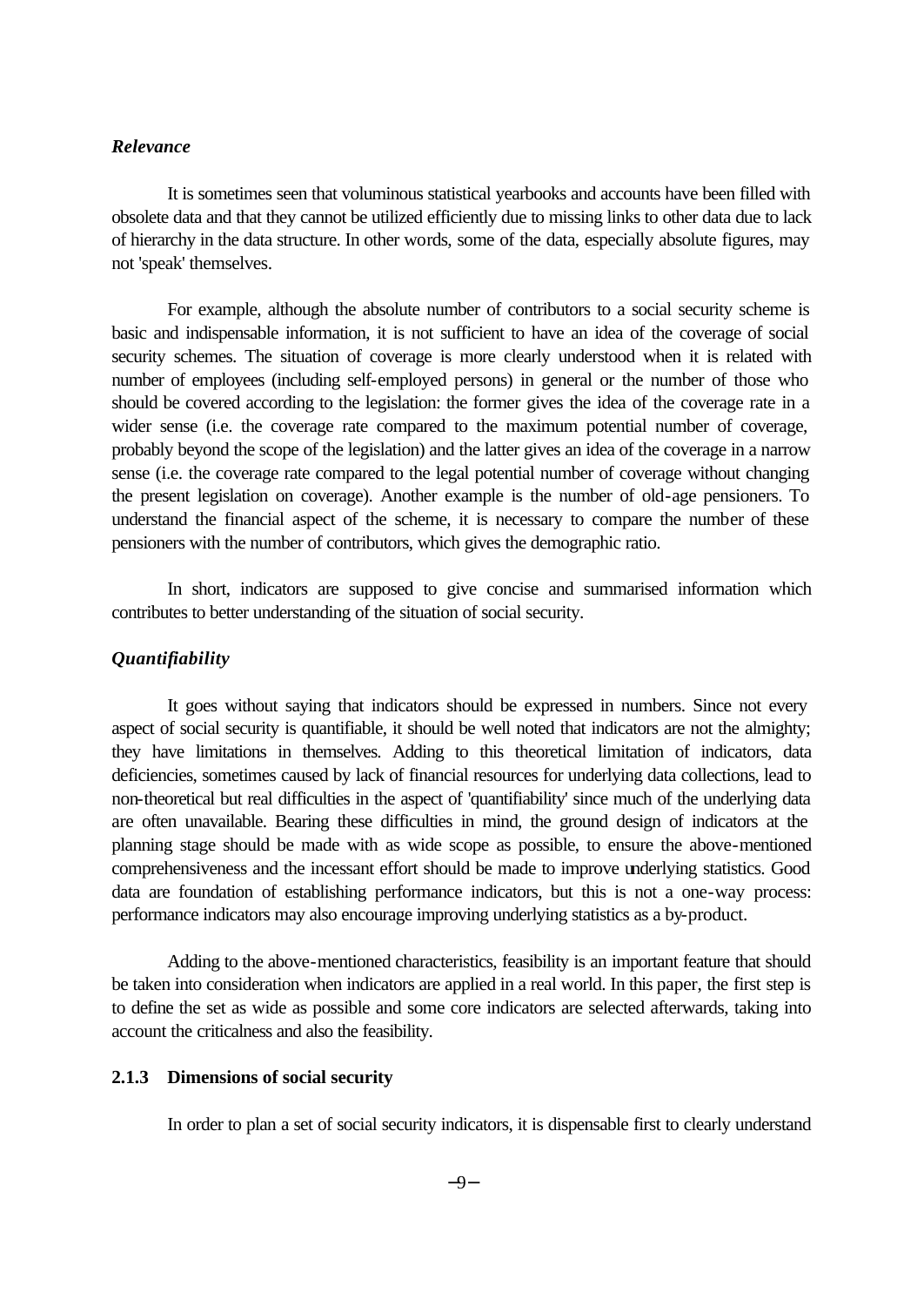*Relevance*

It is sometimes seen that voluminous statistical yearbooks and accounts have been filled with obsolete data and that they cannot be utilized efficiently due to missing links to other data due to lack of hierarchy in the data structure. In other words, some of the data, especially absolute figures, may not 'speak' themselves.

For example, although the absolute number of contributors to a social security scheme is basic and indispensable information, it is not sufficient to have an idea of the coverage of social security schemes. The situation of coverage is more clearly understood when it is related with number of employees (including self-employed persons) in general or the number of those who should be covered according to the legislation: the former gives the idea of the coverage rate in a wider sense (i.e. the coverage rate compared to the maximum potential number of coverage, probably beyond the scope of the legislation) and the latter gives an idea of the coverage in a narrow sense (i.e. the coverage rate compared to the legal potential number of coverage without changing the present legislation on coverage). Another example is the number of old-age pensioners. To understand the financial aspect of the scheme, it is necessary to compare the number of these pensioners with the number of contributors, which gives the demographic ratio.

In short, indicators are supposed to give concise and summarised information which contributes to better understanding of the situation of social security.

*Quantifiability*

It goes without saying that indicators should be expressed in numbers. Since not every aspect of social security is quantifiable, it should be well noted that indicators are not the almighty; they have limitations in themselves. Adding to this theoretical limitation of indicators, data deficiencies, sometimes caused by lack of financial resources for underlying data collections, lead to non-theoretical but real difficulties in the aspect of 'quantifiability' since much of the underlying data are often unavailable. Bearing these difficulties in mind, the ground design of indicators at the planning stage should be made with as wide scope as possible, to ensure the above-mentioned comprehensiveness and the incessant effort should be made to improve underlying statistics. Good data are foundation of establishing performance indicators, but this is not a one-way process: performance indicators may also encourage improving underlying statistics as a by-product.

Adding to the above-mentioned characteristics, feasibility is an important feature that should be taken into consideration when indicators are applied in a real world. In this paper, the first step is to define the set as wide as possible and some core indicators are selected afterwards, taking into account the criticalness and also the feasibility.

### 2.1.3 Dimensions of social security

In order to plan a set of social security indicators, it is dispensable first to clearly understand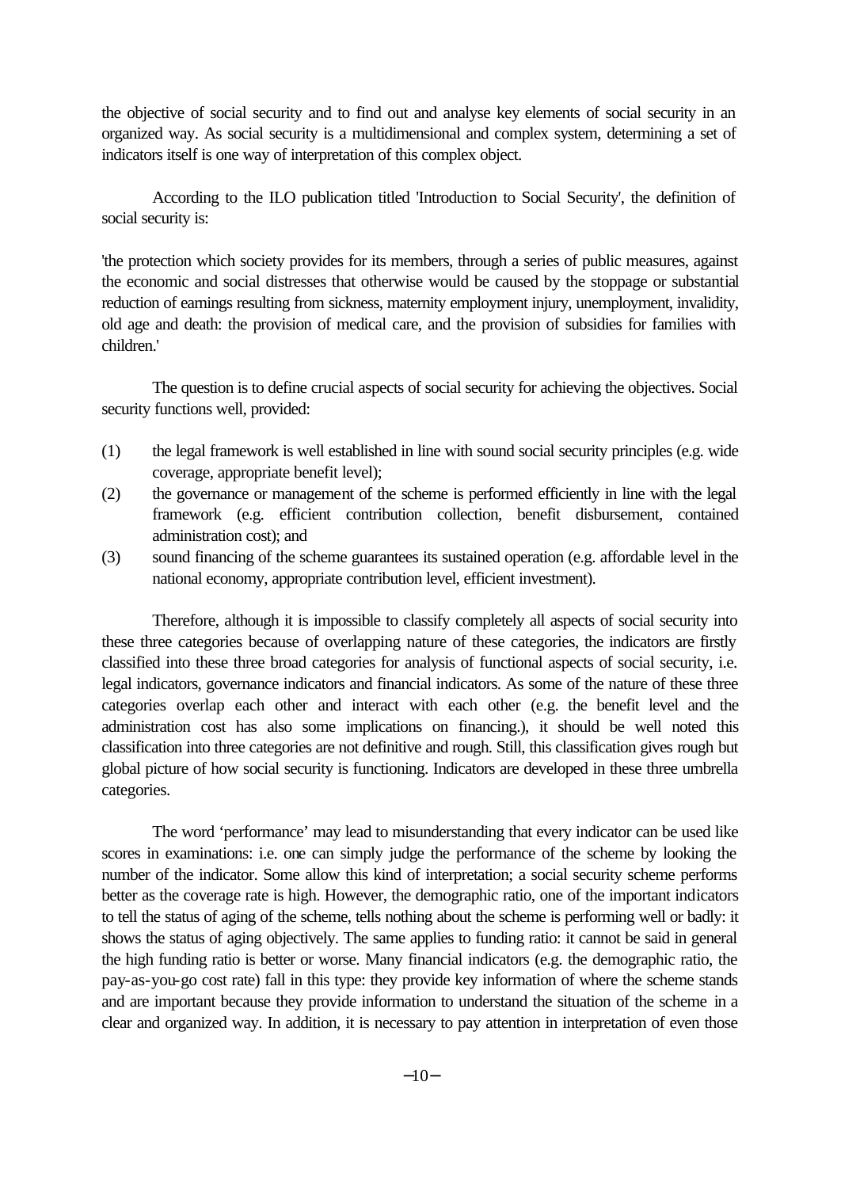the objective of social security and to find out and analyse key elements of social security in an organized way. As social security is a multidimensional and complex system, determining a set of indicators itself is one way of interpretation of this complex object.

According to the ILO publication titled 'Introduction to Social Security', the definition of social security is:

'the protection which society provides for its members, through a series of public measures, against the economic and social distresses that otherwise would be caused by the stoppage or substantial reduction of earnings resulting from sickness, maternity employment injury, unemployment, invalidity, old age and death: the provision of medical care, and the provision of subsidies for families with children.'

The question is to define crucial aspects of social security for achieving the objectives. Social security functions well, provided:

(1) the legal framework is well established in line with sound social security principles (e.g. wide coverage, appropriate benefit level);

(2) the governance or management of the scheme is performed efficiently in line with the legal framework (e.g. efficient contribution collection, benefit disbursement, contained administration cost); and

(3) sound financing of the scheme guarantees its sustained operation (e.g. affordable level in the national economy, appropriate contribution level, efficient investment).

Therefore, although it is impossible to classify completely all aspects of social security into these three categories because of overlapping nature of these categories, the indicators are firstly classified into these three broad categories for analysis of functional aspects of social security, i.e. legal indicators, governance indicators and financial indicators. As some of the nature of these three categories overlap each other and interact with each other (e.g. the benefit level and the administration cost has also some implications on financing.), it should be well noted this classification into three categories are not definitive and rough. Still, this classification gives rough but global picture of how social security is functioning. Indicators are developed in these three umbrella categories.

The word 'performance' may lead to misunderstanding that every indicator can be used like scores in examinations: i.e. one can simply judge the performance of the scheme by looking the number of the indicator. Some allow this kind of interpretation; a social security scheme performs better as the coverage rate is high. However, the demographic ratio, one of the important indicators to tell the status of aging of the scheme, tells nothing about the scheme is performing well or badly: it shows the status of aging objectively. The same applies to funding ratio: it cannot be said in general the high funding ratio is better or worse. Many financial indicators (e.g. the demographic ratio, the pay-as-you-go cost rate) fall in this type: they provide key information of where the scheme stands and are important because they provide information to understand the situation of the scheme in a clear and organized way. In addition, it is necessary to pay attention in interpretation of even those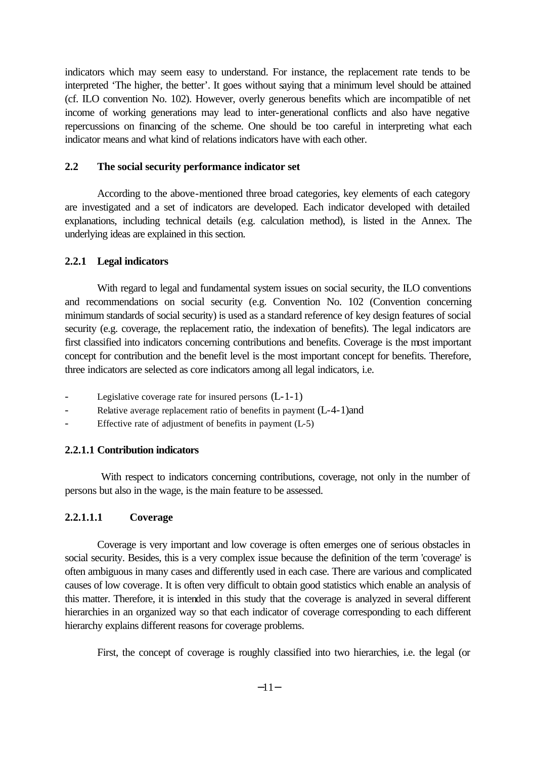indicators which may seem easy to understand. For instance, the replacement rate tends to be interpreted 'The higher, the better'. It goes without saying that a minimum level should be attained (cf. ILO convention No. 102). However, overly generous benefits which are incompatible of net income of working generations may lead to inter-generational conflicts and also have negative repercussions on financing of the scheme. One should be too careful in interpreting what each indicator means and what kind of relations indicators have with each other.

### 2.2 The social security performance indicator set

According to the above-mentioned three broad categories, key elements of each category are investigated and a set of indicators are developed. Each indicator developed with detailed explanations, including technical details (e.g. calculation method), is listed in the Annex. The underlying ideas are explained in this section.

#### 2.2.1 Legal indicators

With regard to legal and fundamental system issues on social security, the ILO conventions and recommendations on social security (e.g. Convention No. 102 (Convention concerning minimum standards of social security) is used as a standard reference of key design features of social security (e.g. coverage, the replacement ratio, the indexation of benefits). The legal indicators are first classified into indicators concerning contributions and benefits. Coverage is the most important concept for contribution and the benefit level is the most important concept for benefits. Therefore, three indicators are selected as core indicators among all legal indicators, i.e.

- Legislative coverage rate for insured persons (L-1-1)
- Relative average replacement ratio of benefits in payment (L-4-1)and
- Effective rate of adjustment of benefits in payment (L-5)

##### 2.2.1.1 Contribution indicators

With respect to indicators concerning contributions, coverage, not only in the number of persons but also in the wage, is the main feature to be assessed.

###### 2.2.1.1.1 Coverage

Coverage is very important and low coverage is often emerges one of serious obstacles in social security. Besides, this is a very complex issue because the definition of the term 'coverage' is often ambiguous in many cases and differently used in each case. There are various and complicated causes of low coverage. It is often very difficult to obtain good statistics which enable an analysis of this matter. Therefore, it is intended in this study that the coverage is analyzed in several different hierarchies in an organized way so that each indicator of coverage corresponding to each different hierarchy explains different reasons for coverage problems.

First, the concept of coverage is roughly classified into two hierarchies, i.e. the legal (or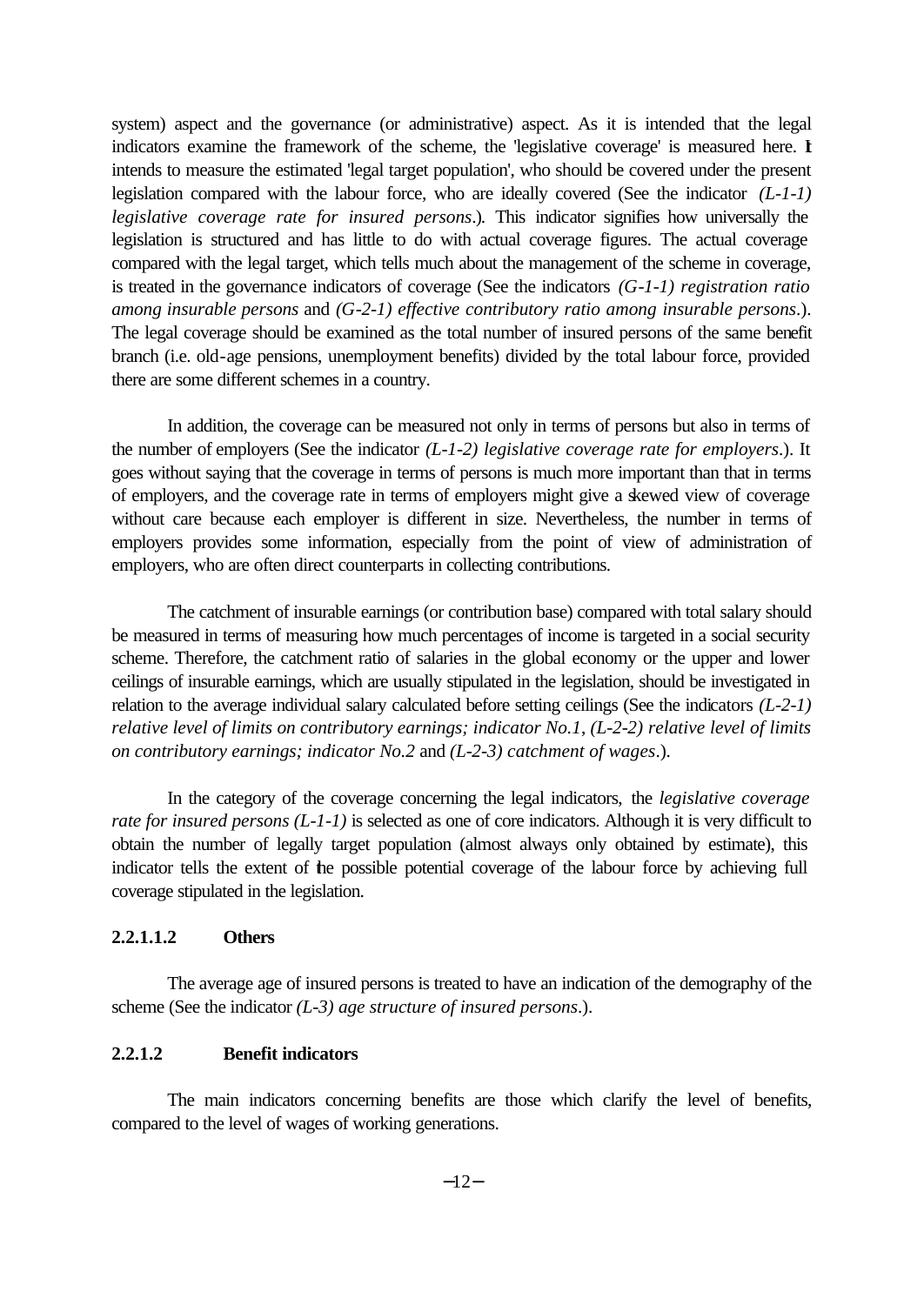system) aspect and the governance (or administrative) aspect. As it is intended that the legal indicators examine the framework of the scheme, the 'legislative coverage' is measured here. It intends to measure the estimated 'legal target population', who should be covered under the present legislation compared with the labour force, who are ideally covered (See the indicator *(L-1-1) legislative coverage rate for insured persons*.). This indicator signifies how universally the legislation is structured and has little to do with actual coverage figures. The actual coverage compared with the legal target, which tells much about the management of the scheme in coverage, is treated in the governance indicators of coverage (See the indicators *(G-1-1) registration ratio among insurable persons* and *(G-2-1) effective contributory ratio among insurable persons*.). The legal coverage should be examined as the total number of insured persons of the same benefit branch (i.e. old-age pensions, unemployment benefits) divided by the total labour force, provided there are some different schemes in a country.

In addition, the coverage can be measured not only in terms of persons but also in terms of the number of employers (See the indicator *(L-1-2) legislative coverage rate for employers*.). It goes without saying that the coverage in terms of persons is much more important than that in terms of employers, and the coverage rate in terms of employers might give a skewed view of coverage without care because each employer is different in size. Nevertheless, the number in terms of employers provides some information, especially from the point of view of administration of employers, who are often direct counterparts in collecting contributions.

The catchment of insurable earnings (or contribution base) compared with total salary should be measured in terms of measuring how much percentages of income is targeted in a social security scheme. Therefore, the catchment ratio of salaries in the global economy or the upper and lower ceilings of insurable earnings, which are usually stipulated in the legislation, should be investigated in relation to the average individual salary calculated before setting ceilings (See the indicators *(L-2-1) relative level of limits on contributory earnings; indicator No.1*, *(L-2-2) relative level of limits on contributory earnings; indicator No.2* and *(L-2-3) catchment of wages*.).

In the category of the coverage concerning the legal indicators, the *legislative coverage rate for insured persons (L-1-1)* is selected as one of core indicators. Although it is very difficult to obtain the number of legally target population (almost always only obtained by estimate), this indicator tells the extent of the possible potential coverage of the labour force by achieving full coverage stipulated in the legislation.

#### 2.2.1.1.2 Others

The average age of insured persons is treated to have an indication of the demography of the scheme (See the indicator *(L-3) age structure of insured persons*.).

### 2.2.1.2 Benefit indicators

The main indicators concerning benefits are those which clarify the level of benefits, compared to the level of wages of working generations.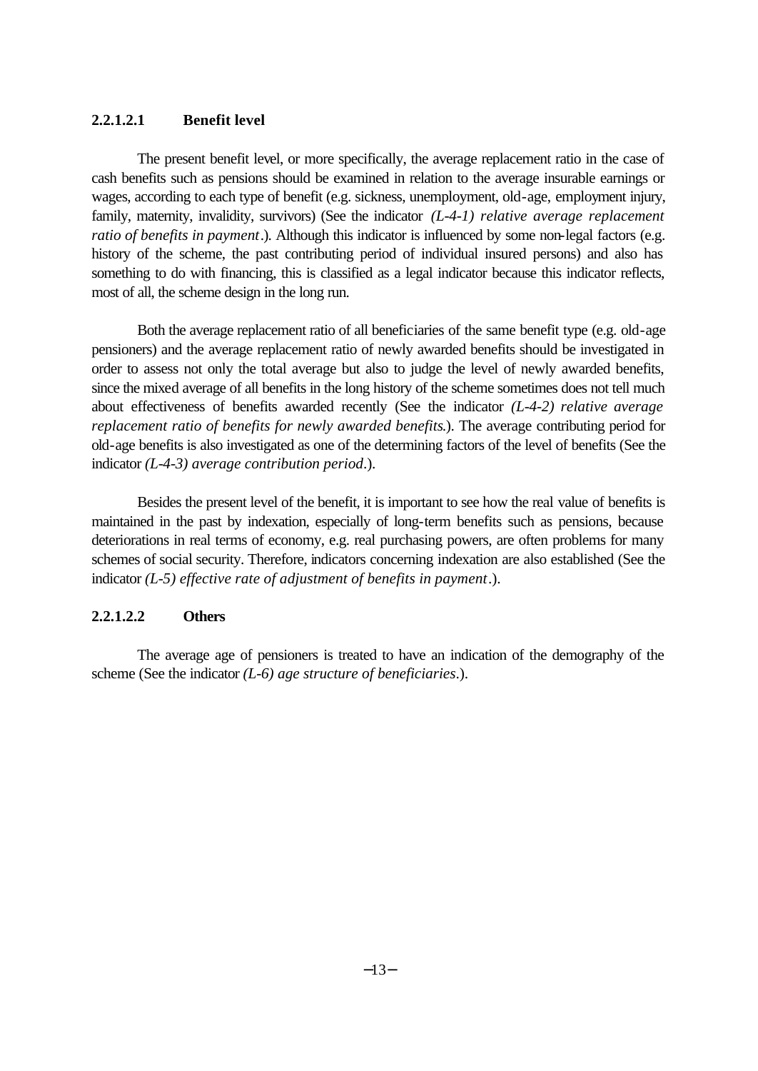#### 2.2.1.2.1 Benefit level

The present benefit level, or more specifically, the average replacement ratio in the case of cash benefits such as pensions should be examined in relation to the average insurable earnings or wages, according to each type of benefit (e.g. sickness, unemployment, old-age, employment injury, family, maternity, invalidity, survivors) (See the indicator *(L-4-1) relative average replacement ratio of benefits in payment*.). Although this indicator is influenced by some non-legal factors (e.g. history of the scheme, the past contributing period of individual insured persons) and also has something to do with financing, this is classified as a legal indicator because this indicator reflects, most of all, the scheme design in the long run.

Both the average replacement ratio of all beneficiaries of the same benefit type (e.g. old-age pensioners) and the average replacement ratio of newly awarded benefits should be investigated in order to assess not only the total average but also to judge the level of newly awarded benefits, since the mixed average of all benefits in the long history of the scheme sometimes does not tell much about effectiveness of benefits awarded recently (See the indicator *(L-4-2) relative average replacement ratio of benefits for newly awarded benefits*.). The average contributing period for old-age benefits is also investigated as one of the determining factors of the level of benefits (See the indicator *(L-4-3) average contribution period*.).

Besides the present level of the benefit, it is important to see how the real value of benefits is maintained in the past by indexation, especially of long-term benefits such as pensions, because deteriorations in real terms of economy, e.g. real purchasing powers, are often problems for many schemes of social security. Therefore, indicators concerning indexation are also established (See the indicator *(L-5) effective rate of adjustment of benefits in payment*.).

#### 2.2.1.2.2 Others

The average age of pensioners is treated to have an indication of the demography of the scheme (See the indicator *(L-6) age structure of beneficiaries*.).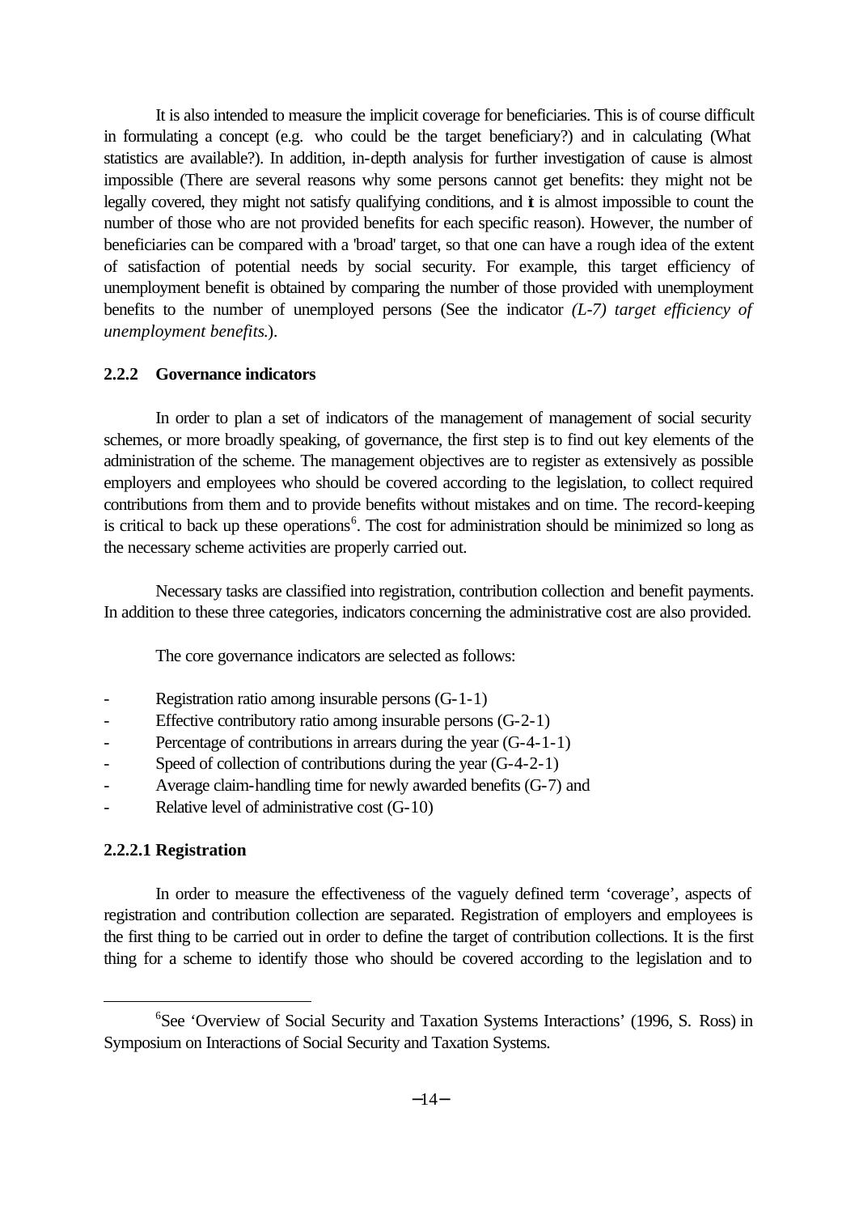It is also intended to measure the implicit coverage for beneficiaries. This is of course difficult in formulating a concept (e.g. who could be the target beneficiary?) and in calculating (What statistics are available?). In addition, in-depth analysis for further investigation of cause is almost impossible (There are several reasons why some persons cannot get benefits: they might not be legally covered, they might not satisfy qualifying conditions, and it is almost impossible to count the number of those who are not provided benefits for each specific reason). However, the number of beneficiaries can be compared with a 'broad' target, so that one can have a rough idea of the extent of satisfaction of potential needs by social security. For example, this target efficiency of unemployment benefit is obtained by comparing the number of those provided with unemployment benefits to the number of unemployed persons (See the indicator *(L-7) target efficiency of unemployment benefits.*).

### 2.2.2 Governance indicators

In order to plan a set of indicators of the management of management of social security schemes, or more broadly speaking, of governance, the first step is to find out key elements of the administration of the scheme. The management objectives are to register as extensively as possible employers and employees who should be covered according to the legislation, to collect required contributions from them and to provide benefits without mistakes and on time. The record-keeping is critical to back up these operations[6]. The cost for administration should be minimized so long as the necessary scheme activities are properly carried out.

Necessary tasks are classified into registration, contribution collection and benefit payments. In addition to these three categories, indicators concerning the administrative cost are also provided.

The core governance indicators are selected as follows:

- Registration ratio among insurable persons (G-1-1)
- Effective contributory ratio among insurable persons (G-2-1)
- Percentage of contributions in arrears during the year (G-4-1-1)
- Speed of collection of contributions during the year (G-4-2-1)
- Average claim-handling time for newly awarded benefits (G-7) and
- Relative level of administrative cost (G-10)

#### 2.2.2.1 Registration

In order to measure the effectiveness of the vaguely defined term 'coverage', aspects of registration and contribution collection are separated. Registration of employers and employees is the first thing to be carried out in order to define the target of contribution collections. It is the first thing for a scheme to identify those who should be covered according to the legislation and to

---

[6] See 'Overview of Social Security and Taxation Systems Interactions' (1996, S. Ross) in Symposium on Interactions of Social Security and Taxation Systems.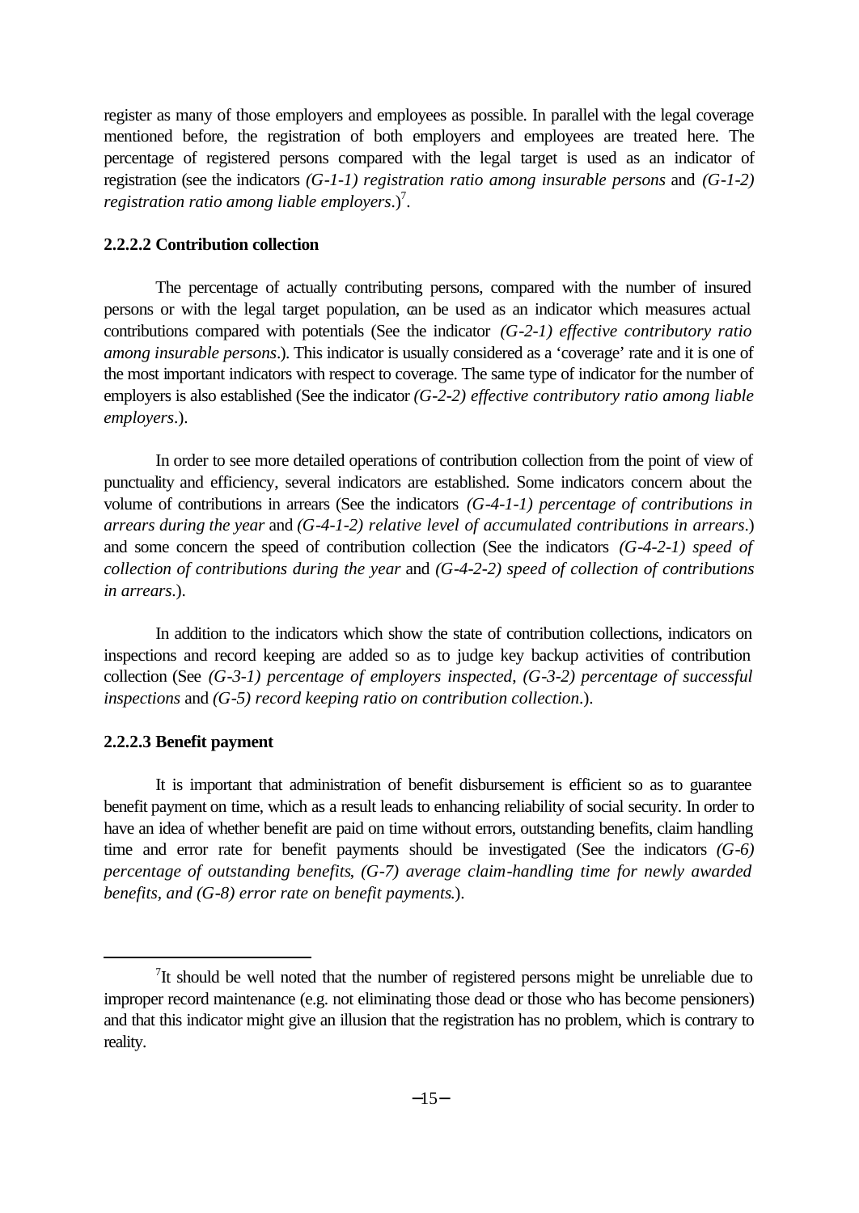register as many of those employers and employees as possible. In parallel with the legal coverage mentioned before, the registration of both employers and employees are treated here. The percentage of registered persons compared with the legal target is used as an indicator of registration (see the indicators *(G-1-1) registration ratio among insurable persons* and *(G-1-2) registration ratio among liable employers*.)[7].

### 2.2.2.2 Contribution collection

The percentage of actually contributing persons, compared with the number of insured persons or with the legal target population, can be used as an indicator which measures actual contributions compared with potentials (See the indicator *(G-2-1) effective contributory ratio among insurable persons*.). This indicator is usually considered as a 'coverage' rate and it is one of the most important indicators with respect to coverage. The same type of indicator for the number of employers is also established (See the indicator *(G-2-2) effective contributory ratio among liable employers*.).

In order to see more detailed operations of contribution collection from the point of view of punctuality and efficiency, several indicators are established. Some indicators concern about the volume of contributions in arrears (See the indicators *(G-4-1-1) percentage of contributions in arrears during the year* and *(G-4-1-2) relative level of accumulated contributions in arrears*.) and some concern the speed of contribution collection (See the indicators *(G-4-2-1) speed of collection of contributions during the year* and *(G-4-2-2) speed of collection of contributions in arrears*.).

In addition to the indicators which show the state of contribution collections, indicators on inspections and record keeping are added so as to judge key backup activities of contribution collection (See *(G-3-1) percentage of employers inspected*, *(G-3-2) percentage of successful inspections* and *(G-5) record keeping ratio on contribution collection*.).

### 2.2.2.3 Benefit payment

It is important that administration of benefit disbursement is efficient so as to guarantee benefit payment on time, which as a result leads to enhancing reliability of social security. In order to have an idea of whether benefit are paid on time without errors, outstanding benefits, claim handling time and error rate for benefit payments should be investigated (See the indicators *(G-6) percentage of outstanding benefits*, *(G-7) average claim-handling time for newly awarded benefits, and (G-8) error rate on benefit payments*.).

---

[7] It should be well noted that the number of registered persons might be unreliable due to improper record maintenance (e.g. not eliminating those dead or those who has become pensioners) and that this indicator might give an illusion that the registration has no problem, which is contrary to reality.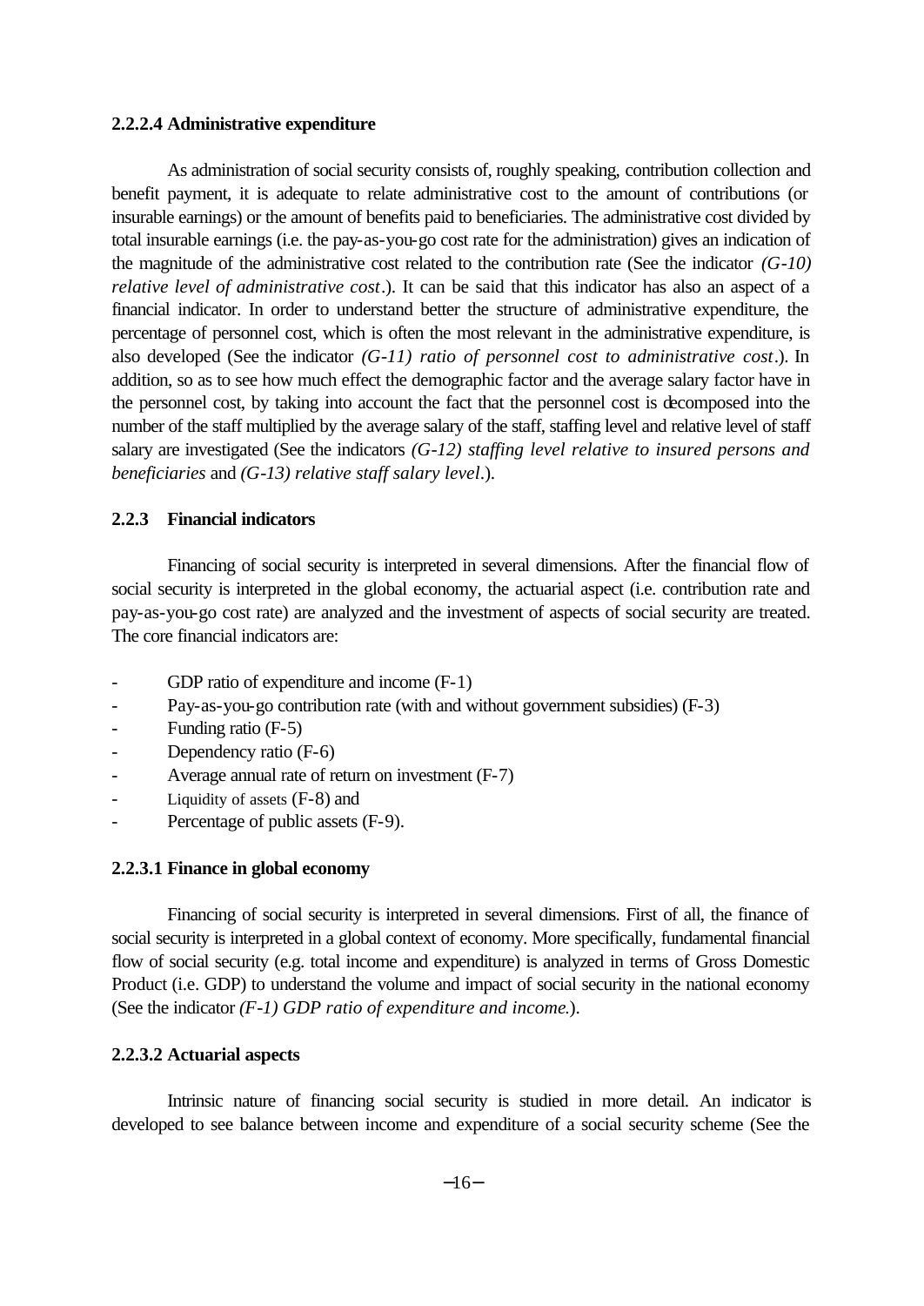#### 2.2.2.4 Administrative expenditure

As administration of social security consists of, roughly speaking, contribution collection and benefit payment, it is adequate to relate administrative cost to the amount of contributions (or insurable earnings) or the amount of benefits paid to beneficiaries. The administrative cost divided by total insurable earnings (i.e. the pay-as-you-go cost rate for the administration) gives an indication of the magnitude of the administrative cost related to the contribution rate (See the indicator *(G-10) relative level of administrative cost*.). It can be said that this indicator has also an aspect of a financial indicator. In order to understand better the structure of administrative expenditure, the percentage of personnel cost, which is often the most relevant in the administrative expenditure, is also developed (See the indicator *(G-11) ratio of personnel cost to administrative cost*.). In addition, so as to see how much effect the demographic factor and the average salary factor have in the personnel cost, by taking into account the fact that the personnel cost is decomposed into the number of the staff multiplied by the average salary of the staff, staffing level and relative level of staff salary are investigated (See the indicators *(G-12) staffing level relative to insured persons and beneficiaries* and *(G-13) relative staff salary level*.).

### 2.2.3 Financial indicators

Financing of social security is interpreted in several dimensions. After the financial flow of social security is interpreted in the global economy, the actuarial aspect (i.e. contribution rate and pay-as-you-go cost rate) are analyzed and the investment of aspects of social security are treated. The core financial indicators are:

- GDP ratio of expenditure and income (F-1)
- Pay-as-you-go contribution rate (with and without government subsidies) (F-3)
- Funding ratio (F-5)
- Dependency ratio (F-6)
- Average annual rate of return on investment (F-7)
- Liquidity of assets (F-8) and
- Percentage of public assets (F-9).

#### 2.2.3.1 Finance in global economy

Financing of social security is interpreted in several dimensions. First of all, the finance of social security is interpreted in a global context of economy. More specifically, fundamental financial flow of social security (e.g. total income and expenditure) is analyzed in terms of Gross Domestic Product (i.e. GDP) to understand the volume and impact of social security in the national economy (See the indicator *(F-1) GDP ratio of expenditure and income.*).

#### 2.2.3.2 Actuarial aspects

Intrinsic nature of financing social security is studied in more detail. An indicator is developed to see balance between income and expenditure of a social security scheme (See the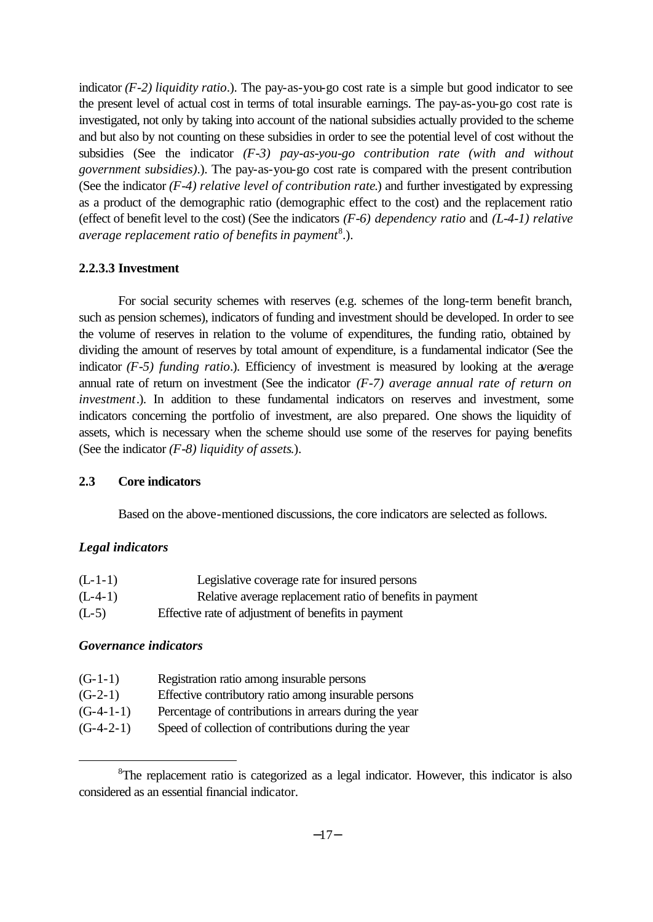indicator *(F-2) liquidity ratio*.). The pay-as-you-go cost rate is a simple but good indicator to see the present level of actual cost in terms of total insurable earnings. The pay-as-you-go cost rate is investigated, not only by taking into account of the national subsidies actually provided to the scheme and but also by not counting on these subsidies in order to see the potential level of cost without the subsidies (See the indicator *(F-3) pay-as-you-go contribution rate (with and without government subsidies)*.). The pay-as-you-go cost rate is compared with the present contribution (See the indicator *(F-4) relative level of contribution rate*.) and further investigated by expressing as a product of the demographic ratio (demographic effect to the cost) and the replacement ratio (effect of benefit level to the cost) (See the indicators *(F-6) dependency ratio* and *(L-4-1) relative average replacement ratio of benefits in payment*[8].).

### 2.2.3.3 Investment

For social security schemes with reserves (e.g. schemes of the long-term benefit branch, such as pension schemes), indicators of funding and investment should be developed. In order to see the volume of reserves in relation to the volume of expenditures, the funding ratio, obtained by dividing the amount of reserves by total amount of expenditure, is a fundamental indicator (See the indicator *(F-5) funding ratio*.). Efficiency of investment is measured by looking at the average annual rate of return on investment (See the indicator *(F-7) average annual rate of return on investment*.). In addition to these fundamental indicators on reserves and investment, some indicators concerning the portfolio of investment, are also prepared. One shows the liquidity of assets, which is necessary when the scheme should use some of the reserves for paying benefits (See the indicator *(F-8) liquidity of assets*.).

## 2.3 Core indicators

Based on the above-mentioned discussions, the core indicators are selected as follows.

***Legal indicators***

(L-1-1) Legislative coverage rate for insured persons
(L-4-1) Relative average replacement ratio of benefits in payment
(L-5) Effective rate of adjustment of benefits in payment

***Governance indicators***

(G-1-1) Registration ratio among insurable persons
(G-2-1) Effective contributory ratio among insurable persons
(G-4-1-1) Percentage of contributions in arrears during the year
(G-4-2-1) Speed of collection of contributions during the year

[8] The replacement ratio is categorized as a legal indicator. However, this indicator is also considered as an essential financial indicator.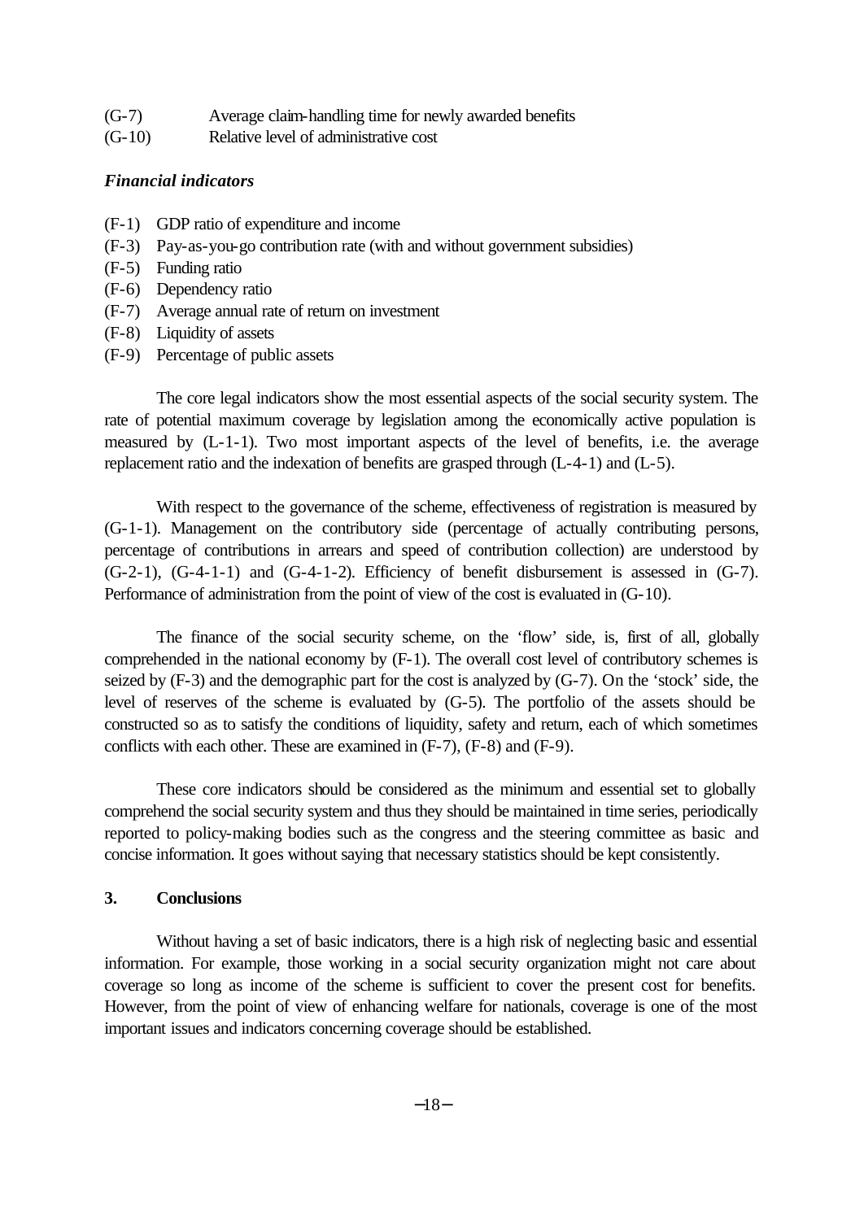(G-7) Average claim-handling time for newly awarded benefits
(G-10) Relative level of administrative cost

***Financial indicators***

(F-1) GDP ratio of expenditure and income
(F-3) Pay-as-you-go contribution rate (with and without government subsidies)
(F-5) Funding ratio
(F-6) Dependency ratio
(F-7) Average annual rate of return on investment
(F-8) Liquidity of assets
(F-9) Percentage of public assets

The core legal indicators show the most essential aspects of the social security system. The rate of potential maximum coverage by legislation among the economically active population is measured by (L-1-1). Two most important aspects of the level of benefits, i.e. the average replacement ratio and the indexation of benefits are grasped through (L-4-1) and (L-5).

With respect to the governance of the scheme, effectiveness of registration is measured by (G-1-1). Management on the contributory side (percentage of actually contributing persons, percentage of contributions in arrears and speed of contribution collection) are understood by (G-2-1), (G-4-1-1) and (G-4-1-2). Efficiency of benefit disbursement is assessed in (G-7). Performance of administration from the point of view of the cost is evaluated in (G-10).

The finance of the social security scheme, on the 'flow' side, is, first of all, globally comprehended in the national economy by (F-1). The overall cost level of contributory schemes is seized by (F-3) and the demographic part for the cost is analyzed by (G-7). On the 'stock' side, the level of reserves of the scheme is evaluated by (G-5). The portfolio of the assets should be constructed so as to satisfy the conditions of liquidity, safety and return, each of which sometimes conflicts with each other. These are examined in (F-7), (F-8) and (F-9).

These core indicators should be considered as the minimum and essential set to globally comprehend the social security system and thus they should be maintained in time series, periodically reported to policy-making bodies such as the congress and the steering committee as basic and concise information. It goes without saying that necessary statistics should be kept consistently.

## 3. Conclusions

Without having a set of basic indicators, there is a high risk of neglecting basic and essential information. For example, those working in a social security organization might not care about coverage so long as income of the scheme is sufficient to cover the present cost for benefits. However, from the point of view of enhancing welfare for nationals, coverage is one of the most important issues and indicators concerning coverage should be established.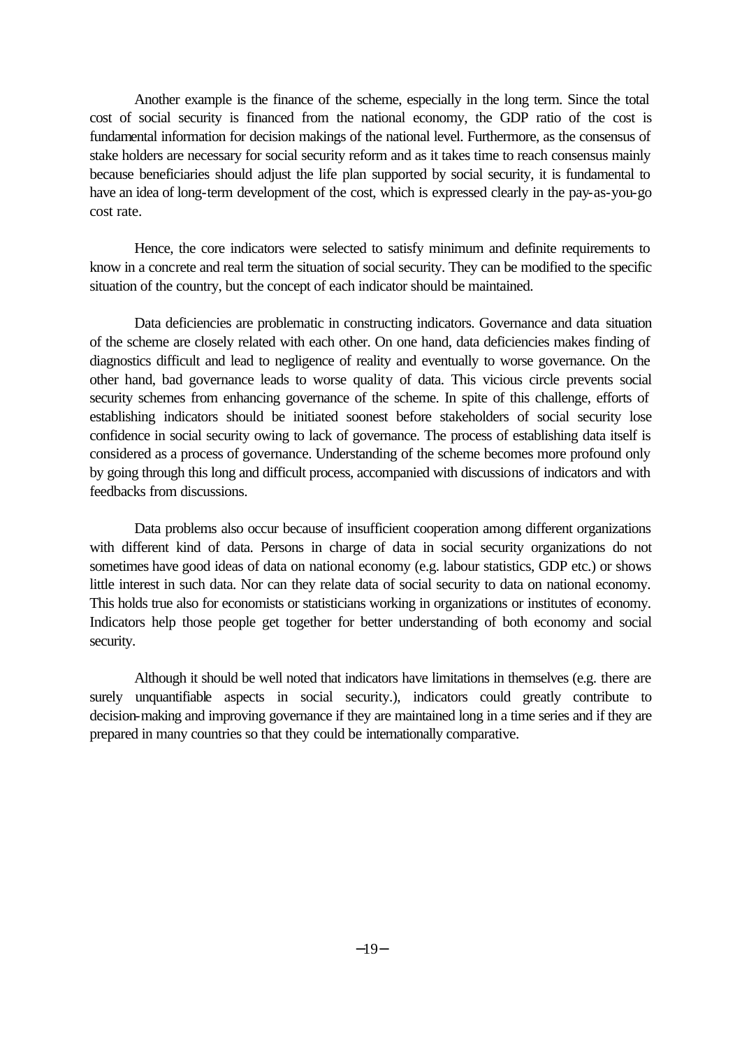Another example is the finance of the scheme, especially in the long term. Since the total cost of social security is financed from the national economy, the GDP ratio of the cost is fundamental information for decision makings of the national level. Furthermore, as the consensus of stake holders are necessary for social security reform and as it takes time to reach consensus mainly because beneficiaries should adjust the life plan supported by social security, it is fundamental to have an idea of long-term development of the cost, which is expressed clearly in the pay-as-you-go cost rate.

Hence, the core indicators were selected to satisfy minimum and definite requirements to know in a concrete and real term the situation of social security. They can be modified to the specific situation of the country, but the concept of each indicator should be maintained.

Data deficiencies are problematic in constructing indicators. Governance and data situation of the scheme are closely related with each other. On one hand, data deficiencies makes finding of diagnostics difficult and lead to negligence of reality and eventually to worse governance. On the other hand, bad governance leads to worse quality of data. This vicious circle prevents social security schemes from enhancing governance of the scheme. In spite of this challenge, efforts of establishing indicators should be initiated soonest before stakeholders of social security lose confidence in social security owing to lack of governance. The process of establishing data itself is considered as a process of governance. Understanding of the scheme becomes more profound only by going through this long and difficult process, accompanied with discussions of indicators and with feedbacks from discussions.

Data problems also occur because of insufficient cooperation among different organizations with different kind of data. Persons in charge of data in social security organizations do not sometimes have good ideas of data on national economy (e.g. labour statistics, GDP etc.) or shows little interest in such data. Nor can they relate data of social security to data on national economy. This holds true also for economists or statisticians working in organizations or institutes of economy. Indicators help those people get together for better understanding of both economy and social security.

Although it should be well noted that indicators have limitations in themselves (e.g. there are surely unquantifiable aspects in social security.), indicators could greatly contribute to decision-making and improving governance if they are maintained long in a time series and if they are prepared in many countries so that they could be internationally comparative.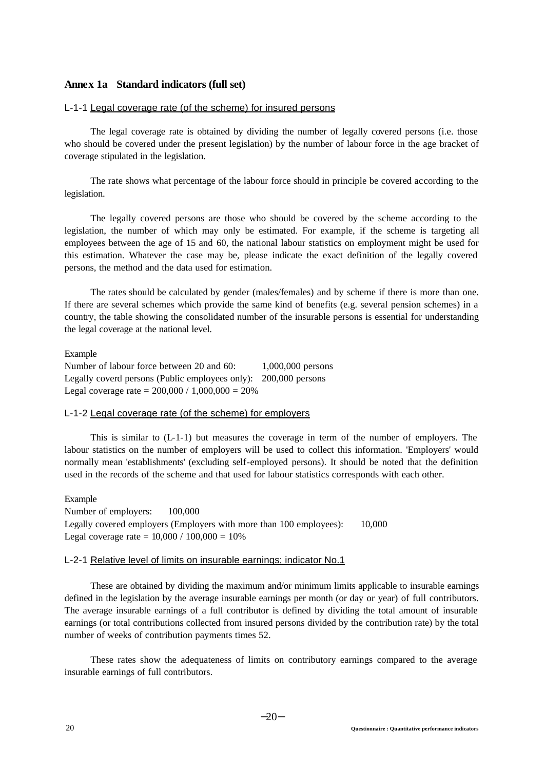## Annex 1a Standard indicators (full set)

### L-1-1 Legal coverage rate (of the scheme) for insured persons

The legal coverage rate is obtained by dividing the number of legally covered persons (i.e. those who should be covered under the present legislation) by the number of labour force in the age bracket of coverage stipulated in the legislation.

The rate shows what percentage of the labour force should in principle be covered according to the legislation.

The legally covered persons are those who should be covered by the scheme according to the legislation, the number of which may only be estimated. For example, if the scheme is targeting all employees between the age of 15 and 60, the national labour statistics on employment might be used for this estimation. Whatever the case may be, please indicate the exact definition of the legally covered persons, the method and the data used for estimation.

The rates should be calculated by gender (males/females) and by scheme if there is more than one. If there are several schemes which provide the same kind of benefits (e.g. several pension schemes) in a country, the table showing the consolidated number of the insurable persons is essential for understanding the legal coverage at the national level.

Example
Number of labour force between 20 and 60: 1,000,000 persons
Legally coverd persons (Public employees only): 200,000 persons
Legal coverage rate = 200,000 / 1,000,000 = 20%

### L-1-2 Legal coverage rate (of the scheme) for employers

This is similar to (L-1-1) but measures the coverage in term of the number of employers. The labour statistics on the number of employers will be used to collect this information. 'Employers' would normally mean 'establishments' (excluding self-employed persons). It should be noted that the definition used in the records of the scheme and that used for labour statistics corresponds with each other.

Example
Number of employers: 100,000
Legally covered employers (Employers with more than 100 employees): 10,000
Legal coverage rate = 10,000 / 100,000 = 10%

### L-2-1 Relative level of limits on insurable earnings; indicator No.1

These are obtained by dividing the maximum and/or minimum limits applicable to insurable earnings defined in the legislation by the average insurable earnings per month (or day or year) of full contributors. The average insurable earnings of a full contributor is defined by dividing the total amount of insurable earnings (or total contributions collected from insured persons divided by the contribution rate) by the total number of weeks of contribution payments times 52.

These rates show the adequateness of limits on contributory earnings compared to the average insurable earnings of full contributors.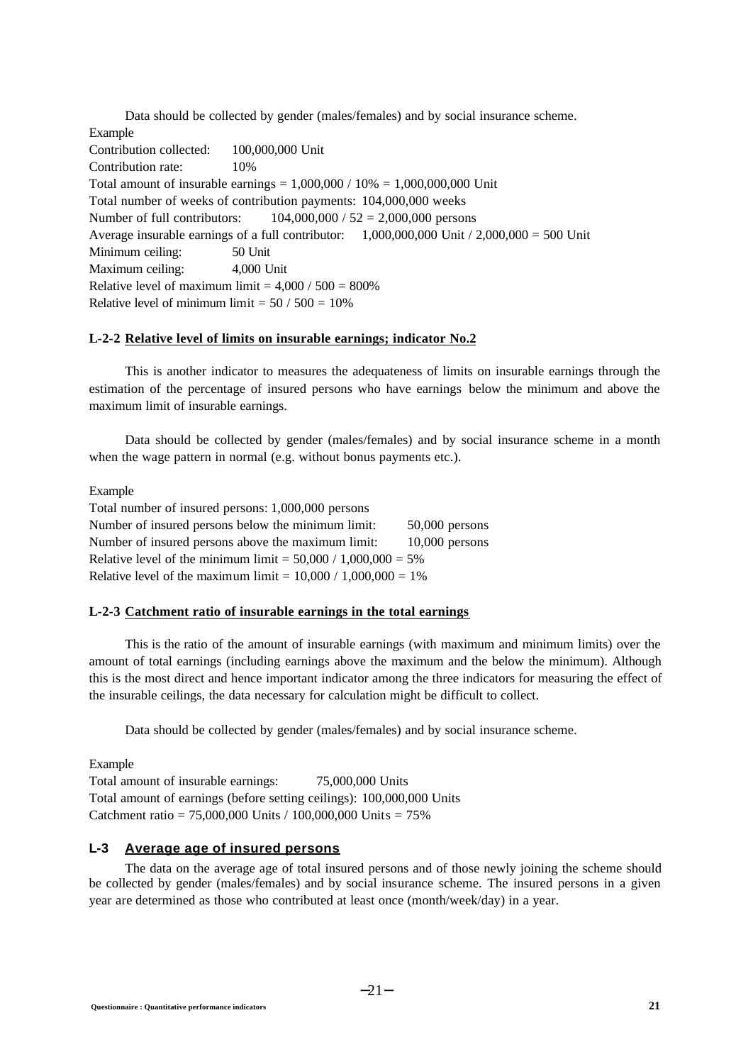Data should be collected by gender (males/females) and by social insurance scheme.

Example

Contribution collected: 100,000,000 Unit

Contribution rate: 10%

Total amount of insurable earnings = 1,000,000 / 10% = 1,000,000,000 Unit

Total number of weeks of contribution payments: 104,000,000 weeks

Number of full contributors: 104,000,000 / 52 = 2,000,000 persons

Average insurable earnings of a full contributor: 1,000,000,000 Unit / 2,000,000 = 500 Unit

Minimum ceiling: 50 Unit

Maximum ceiling: 4,000 Unit

Relative level of maximum limit = 4,000 / 500 = 800%

Relative level of minimum limit = 50 / 500 = 10%

#### L-2-2 Relative level of limits on insurable earnings; indicator No.2

This is another indicator to measures the adequateness of limits on insurable earnings through the estimation of the percentage of insured persons who have earnings below the minimum and above the maximum limit of insurable earnings.

Data should be collected by gender (males/females) and by social insurance scheme in a month when the wage pattern in normal (e.g. without bonus payments etc.).

Example

Total number of insured persons: 1,000,000 persons

Number of insured persons below the minimum limit: 50,000 persons

Number of insured persons above the maximum limit: 10,000 persons

Relative level of the minimum limit = 50,000 / 1,000,000 = 5%

Relative level of the maximum limit = 10,000 / 1,000,000 = 1%

#### L-2-3 Catchment ratio of insurable earnings in the total earnings

This is the ratio of the amount of insurable earnings (with maximum and minimum limits) over the amount of total earnings (including earnings above the maximum and the below the minimum). Although this is the most direct and hence important indicator among the three indicators for measuring the effect of the insurable ceilings, the data necessary for calculation might be difficult to collect.

Data should be collected by gender (males/females) and by social insurance scheme.

Example

Total amount of insurable earnings: 75,000,000 Units

Total amount of earnings (before setting ceilings): 100,000,000 Units

Catchment ratio = 75,000,000 Units / 100,000,000 Units = 75%

### L-3 Average age of insured persons

The data on the average age of total insured persons and of those newly joining the scheme should be collected by gender (males/females) and by social insurance scheme. The insured persons in a given year are determined as those who contributed at least once (month/week/day) in a year.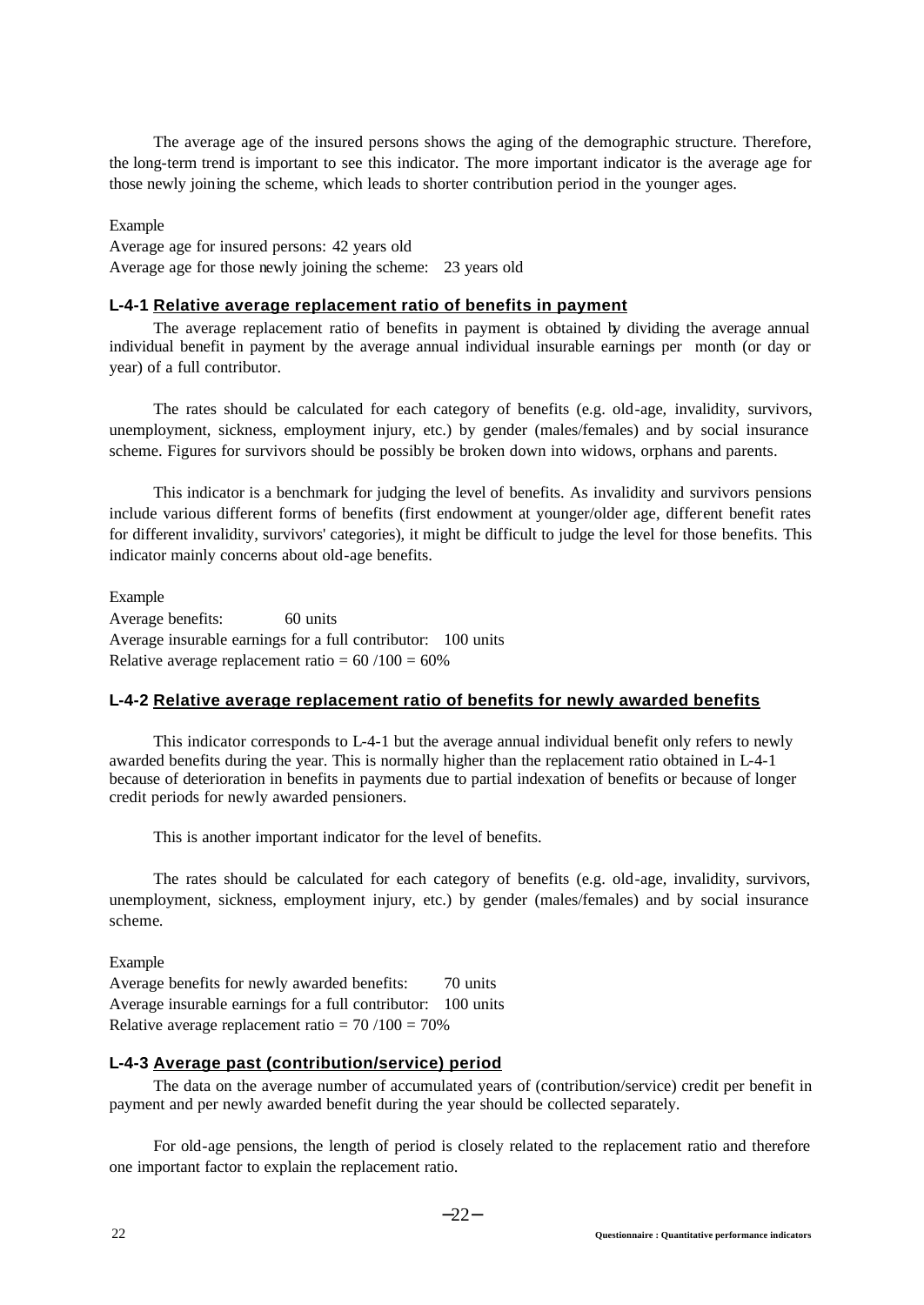The average age of the insured persons shows the aging of the demographic structure. Therefore, the long-term trend is important to see this indicator. The more important indicator is the average age for those newly joining the scheme, which leads to shorter contribution period in the younger ages.

Example
Average age for insured persons: 42 years old
Average age for those newly joining the scheme: 23 years old

### L-4-1 Relative average replacement ratio of benefits in payment

The average replacement ratio of benefits in payment is obtained by dividing the average annual individual benefit in payment by the average annual individual insurable earnings per month (or day or year) of a full contributor.

The rates should be calculated for each category of benefits (e.g. old-age, invalidity, survivors, unemployment, sickness, employment injury, etc.) by gender (males/females) and by social insurance scheme. Figures for survivors should be possibly be broken down into widows, orphans and parents.

This indicator is a benchmark for judging the level of benefits. As invalidity and survivors pensions include various different forms of benefits (first endowment at younger/older age, different benefit rates for different invalidity, survivors' categories), it might be difficult to judge the level for those benefits. This indicator mainly concerns about old-age benefits.

Example
Average benefits: 60 units
Average insurable earnings for a full contributor: 100 units
Relative average replacement ratio = 60 /100 = 60%

### L-4-2 Relative average replacement ratio of benefits for newly awarded benefits

This indicator corresponds to L-4-1 but the average annual individual benefit only refers to newly awarded benefits during the year. This is normally higher than the replacement ratio obtained in L-4-1 because of deterioration in benefits in payments due to partial indexation of benefits or because of longer credit periods for newly awarded pensioners.

This is another important indicator for the level of benefits.

The rates should be calculated for each category of benefits (e.g. old-age, invalidity, survivors, unemployment, sickness, employment injury, etc.) by gender (males/females) and by social insurance scheme.

Example
Average benefits for newly awarded benefits: 70 units
Average insurable earnings for a full contributor: 100 units
Relative average replacement ratio = 70 /100 = 70%

### L-4-3 Average past (contribution/service) period

The data on the average number of accumulated years of (contribution/service) credit per benefit in payment and per newly awarded benefit during the year should be collected separately.

For old-age pensions, the length of period is closely related to the replacement ratio and therefore one important factor to explain the replacement ratio.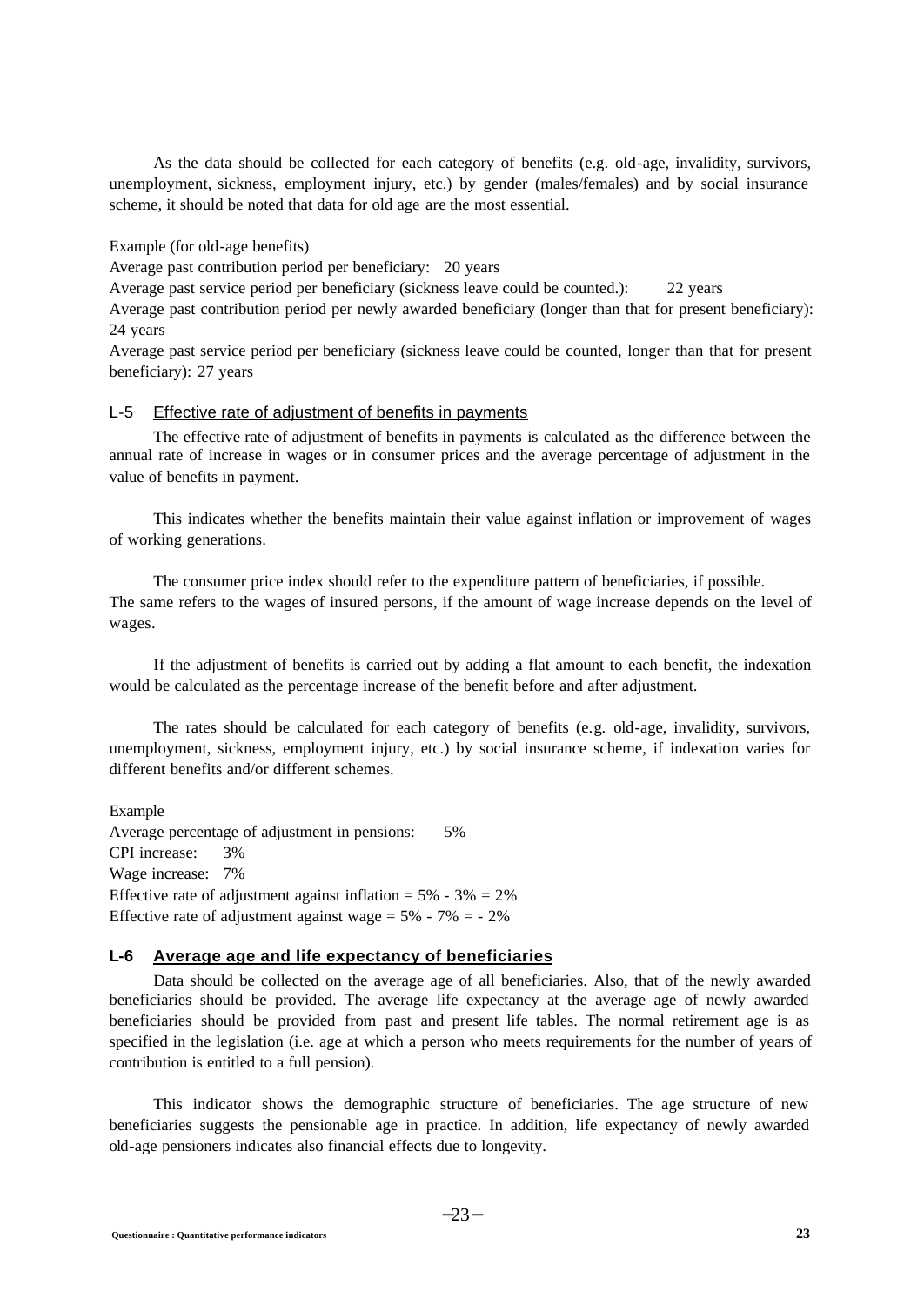As the data should be collected for each category of benefits (e.g. old-age, invalidity, survivors, unemployment, sickness, employment injury, etc.) by gender (males/females) and by social insurance scheme, it should be noted that data for old age are the most essential.

Example (for old-age benefits)

Average past contribution period per beneficiary: 20 years

Average past service period per beneficiary (sickness leave could be counted.): 22 years

Average past contribution period per newly awarded beneficiary (longer than that for present beneficiary): 24 years

Average past service period per beneficiary (sickness leave could be counted, longer than that for present beneficiary): 27 years

## L-5 Effective rate of adjustment of benefits in payments

The effective rate of adjustment of benefits in payments is calculated as the difference between the annual rate of increase in wages or in consumer prices and the average percentage of adjustment in the value of benefits in payment.

This indicates whether the benefits maintain their value against inflation or improvement of wages of working generations.

The consumer price index should refer to the expenditure pattern of beneficiaries, if possible. The same refers to the wages of insured persons, if the amount of wage increase depends on the level of wages.

If the adjustment of benefits is carried out by adding a flat amount to each benefit, the indexation would be calculated as the percentage increase of the benefit before and after adjustment.

The rates should be calculated for each category of benefits (e.g. old-age, invalidity, survivors, unemployment, sickness, employment injury, etc.) by social insurance scheme, if indexation varies for different benefits and/or different schemes.

Example

Average percentage of adjustment in pensions: 5%

CPI increase: 3%

Wage increase: 7%

Effective rate of adjustment against inflation = 5% - 3% = 2%

Effective rate of adjustment against wage = 5% - 7% = - 2%

## L-6 Average age and life expectancy of beneficiaries

Data should be collected on the average age of all beneficiaries. Also, that of the newly awarded beneficiaries should be provided. The average life expectancy at the average age of newly awarded beneficiaries should be provided from past and present life tables. The normal retirement age is as specified in the legislation (i.e. age at which a person who meets requirements for the number of years of contribution is entitled to a full pension).

This indicator shows the demographic structure of beneficiaries. The age structure of new beneficiaries suggests the pensionable age in practice. In addition, life expectancy of newly awarded old-age pensioners indicates also financial effects due to longevity.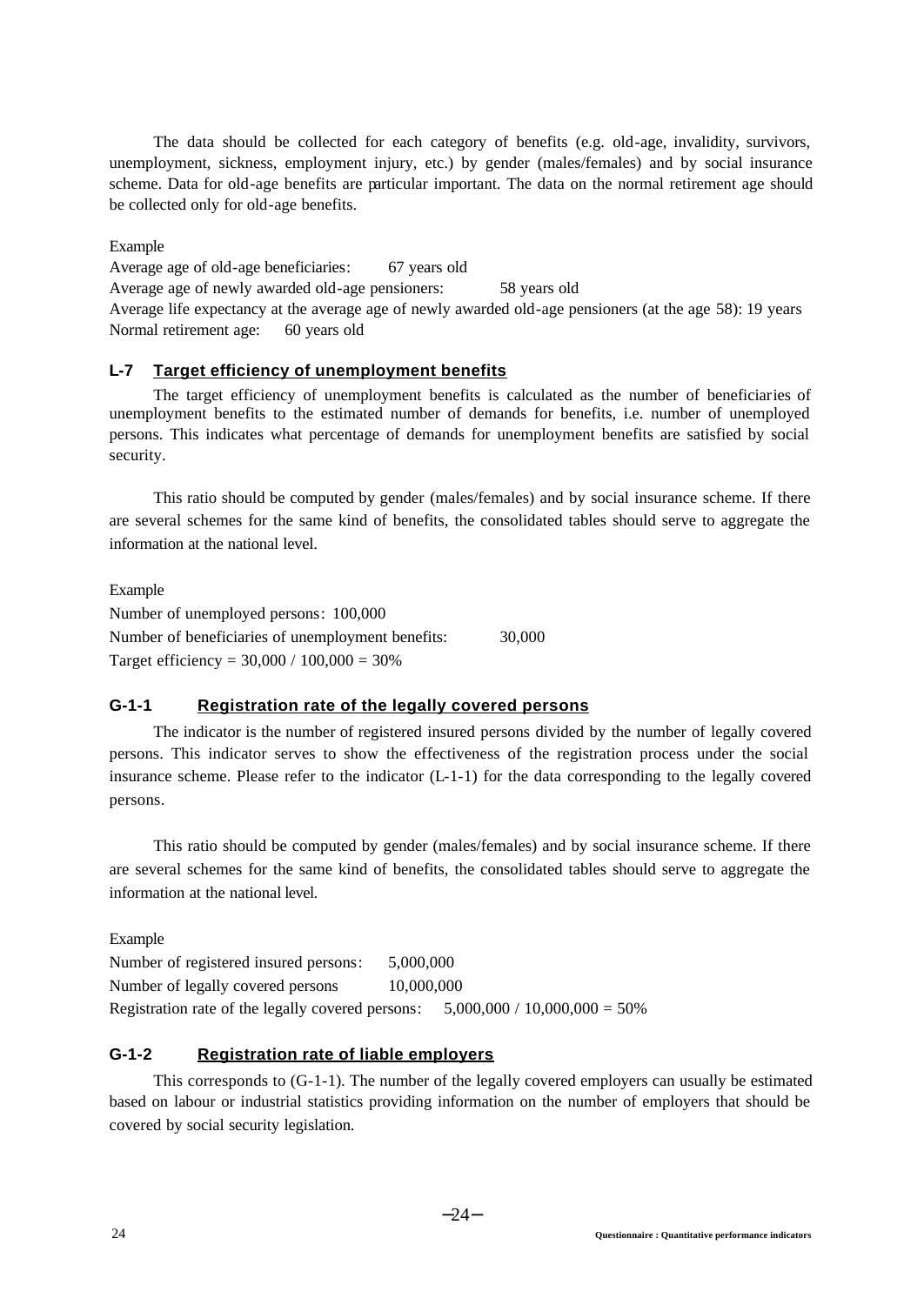The data should be collected for each category of benefits (e.g. old-age, invalidity, survivors, unemployment, sickness, employment injury, etc.) by gender (males/females) and by social insurance scheme. Data for old-age benefits are particular important. The data on the normal retirement age should be collected only for old-age benefits.

Example

Average age of old-age beneficiaries: 67 years old
Average age of newly awarded old-age pensioners: 58 years old
Average life expectancy at the average age of newly awarded old-age pensioners (at the age 58): 19 years
Normal retirement age: 60 years old

### L-7 Target efficiency of unemployment benefits

The target efficiency of unemployment benefits is calculated as the number of beneficiaries of unemployment benefits to the estimated number of demands for benefits, i.e. number of unemployed persons. This indicates what percentage of demands for unemployment benefits are satisfied by social security.

This ratio should be computed by gender (males/females) and by social insurance scheme. If there are several schemes for the same kind of benefits, the consolidated tables should serve to aggregate the information at the national level.

Example

Number of unemployed persons: 100,000
Number of beneficiaries of unemployment benefits: 30,000
Target efficiency = 30,000 / 100,000 = 30%

### G-1-1 Registration rate of the legally covered persons

The indicator is the number of registered insured persons divided by the number of legally covered persons. This indicator serves to show the effectiveness of the registration process under the social insurance scheme. Please refer to the indicator (L-1-1) for the data corresponding to the legally covered persons.

This ratio should be computed by gender (males/females) and by social insurance scheme. If there are several schemes for the same kind of benefits, the consolidated tables should serve to aggregate the information at the national level.

Example

Number of registered insured persons: 5,000,000
Number of legally covered persons 10,000,000
Registration rate of the legally covered persons: 5,000,000 / 10,000,000 = 50%

### G-1-2 Registration rate of liable employers

This corresponds to (G-1-1). The number of the legally covered employers can usually be estimated based on labour or industrial statistics providing information on the number of employers that should be covered by social security legislation.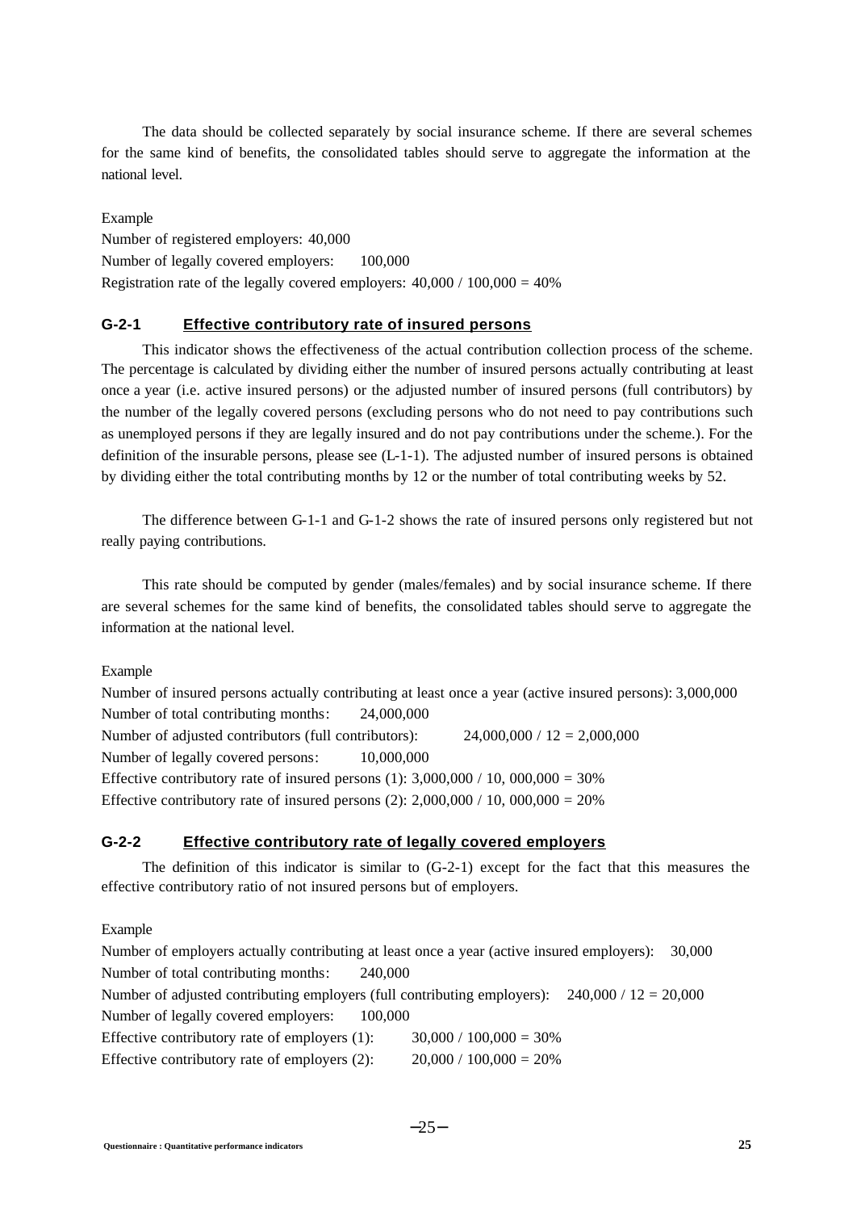The data should be collected separately by social insurance scheme. If there are several schemes for the same kind of benefits, the consolidated tables should serve to aggregate the information at the national level.

Example

Number of registered employers: 40,000

Number of legally covered employers: 100,000

Registration rate of the legally covered employers: 40,000 / 100,000 = 40%

### G-2-1 Effective contributory rate of insured persons

This indicator shows the effectiveness of the actual contribution collection process of the scheme. The percentage is calculated by dividing either the number of insured persons actually contributing at least once a year (i.e. active insured persons) or the adjusted number of insured persons (full contributors) by the number of the legally covered persons (excluding persons who do not need to pay contributions such as unemployed persons if they are legally insured and do not pay contributions under the scheme.). For the definition of the insurable persons, please see (L-1-1). The adjusted number of insured persons is obtained by dividing either the total contributing months by 12 or the number of total contributing weeks by 52.

The difference between G-1-1 and G-1-2 shows the rate of insured persons only registered but not really paying contributions.

This rate should be computed by gender (males/females) and by social insurance scheme. If there are several schemes for the same kind of benefits, the consolidated tables should serve to aggregate the information at the national level.

Example

Number of insured persons actually contributing at least once a year (active insured persons): 3,000,000

Number of total contributing months: 24,000,000

Number of adjusted contributors (full contributors): 24,000,000 / 12 = 2,000,000

Number of legally covered persons: 10,000,000

Effective contributory rate of insured persons (1): 3,000,000 / 10, 000,000 = 30%

Effective contributory rate of insured persons (2): 2,000,000 / 10, 000,000 = 20%

### G-2-2 Effective contributory rate of legally covered employers

The definition of this indicator is similar to (G-2-1) except for the fact that this measures the effective contributory ratio of not insured persons but of employers.

Example

Number of employers actually contributing at least once a year (active insured employers): 30,000

Number of total contributing months: 240,000

Number of adjusted contributing employers (full contributing employers): 240,000 / 12 = 20,000

Number of legally covered employers: 100,000

Effective contributory rate of employers (1): 30,000 / 100,000 = 30%

Effective contributory rate of employers (2): 20,000 / 100,000 = 20%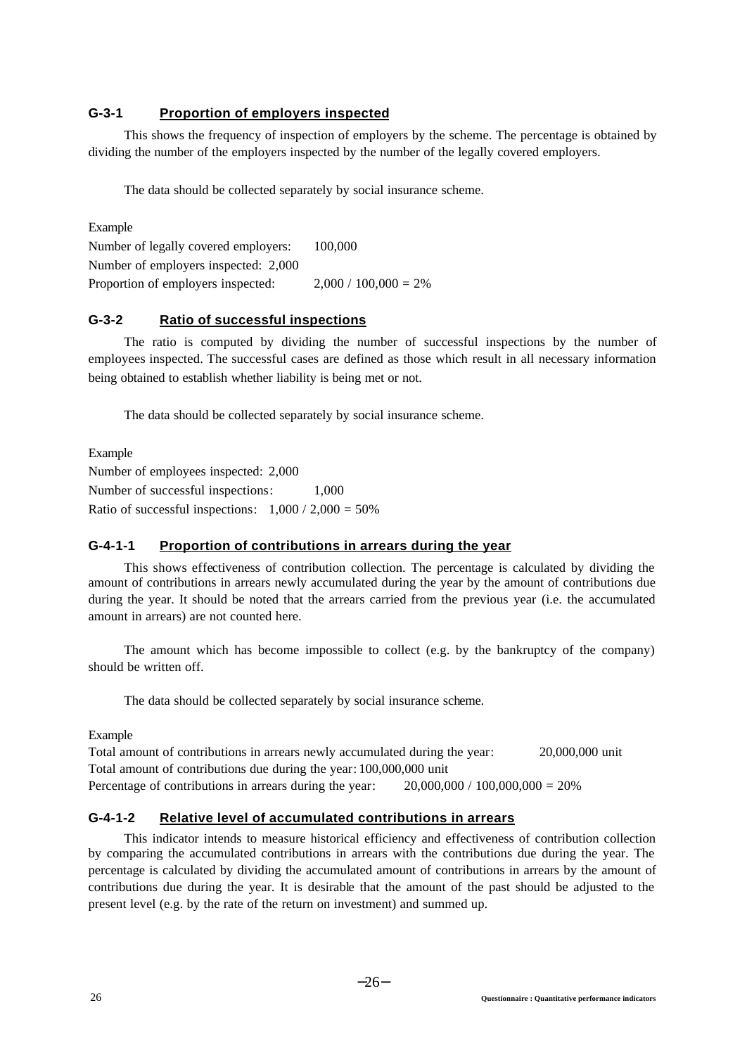### G-3-1 Proportion of employers inspected

This shows the frequency of inspection of employers by the scheme. The percentage is obtained by dividing the number of the employers inspected by the number of the legally covered employers.

The data should be collected separately by social insurance scheme.

Example
Number of legally covered employers: 100,000
Number of employers inspected: 2,000
Proportion of employers inspected: 2,000 / 100,000 = 2%

### G-3-2 Ratio of successful inspections

The ratio is computed by dividing the number of successful inspections by the number of employees inspected. The successful cases are defined as those which result in all necessary information being obtained to establish whether liability is being met or not.

The data should be collected separately by social insurance scheme.

Example
Number of employees inspected: 2,000
Number of successful inspections: 1,000
Ratio of successful inspections: 1,000 / 2,000 = 50%

### G-4-1-1 Proportion of contributions in arrears during the year

This shows effectiveness of contribution collection. The percentage is calculated by dividing the amount of contributions in arrears newly accumulated during the year by the amount of contributions due during the year. It should be noted that the arrears carried from the previous year (i.e. the accumulated amount in arrears) are not counted here.

The amount which has become impossible to collect (e.g. by the bankruptcy of the company) should be written off.

The data should be collected separately by social insurance scheme.

Example
Total amount of contributions in arrears newly accumulated during the year: 20,000,000 unit
Total amount of contributions due during the year: 100,000,000 unit
Percentage of contributions in arrears during the year: 20,000,000 / 100,000,000 = 20%

### G-4-1-2 Relative level of accumulated contributions in arrears

This indicator intends to measure historical efficiency and effectiveness of contribution collection by comparing the accumulated contributions in arrears with the contributions due during the year. The percentage is calculated by dividing the accumulated amount of contributions in arrears by the amount of contributions due during the year. It is desirable that the amount of the past should be adjusted to the present level (e.g. by the rate of the return on investment) and summed up.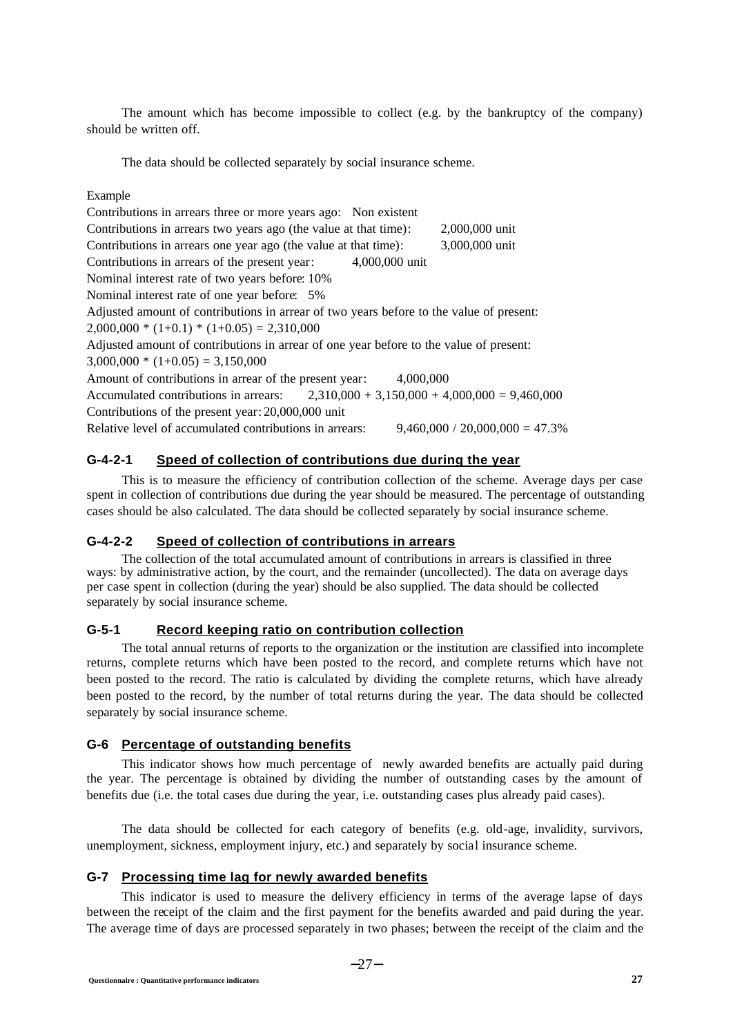The amount which has become impossible to collect (e.g. by the bankruptcy of the company) should be written off.

The data should be collected separately by social insurance scheme.

Example

Contributions in arrears three or more years ago: Non existent
Contributions in arrears two years ago (the value at that time): 2,000,000 unit
Contributions in arrears one year ago (the value at that time): 3,000,000 unit
Contributions in arrears of the present year: 4,000,000 unit
Nominal interest rate of two years before: 10%
Nominal interest rate of one year before: 5%
Adjusted amount of contributions in arrear of two years before to the value of present:
$2,000,000 * (1+0.1) * (1+0.05) = 2,310,000$
Adjusted amount of contributions in arrear of one year before to the value of present:
$3,000,000 * (1+0.05) = 3,150,000$
Amount of contributions in arrear of the present year: 4,000,000
Accumulated contributions in arrears: $2,310,000 + 3,150,000 + 4,000,000 = 9,460,000$
Contributions of the present year: 20,000,000 unit
Relative level of accumulated contributions in arrears: $9,460,000 / 20,000,000 = 47.3\%$

### G-4-2-1 Speed of collection of contributions due during the year

This is to measure the efficiency of contribution collection of the scheme. Average days per case spent in collection of contributions due during the year should be measured. The percentage of outstanding cases should be also calculated. The data should be collected separately by social insurance scheme.

### G-4-2-2 Speed of collection of contributions in arrears

The collection of the total accumulated amount of contributions in arrears is classified in three ways: by administrative action, by the court, and the remainder (uncollected). The data on average days per case spent in collection (during the year) should be also supplied. The data should be collected separately by social insurance scheme.

### G-5-1 Record keeping ratio on contribution collection

The total annual returns of reports to the organization or the institution are classified into incomplete returns, complete returns which have been posted to the record, and complete returns which have not been posted to the record. The ratio is calculated by dividing the complete returns, which have already been posted to the record, by the number of total returns during the year. The data should be collected separately by social insurance scheme.

### G-6 Percentage of outstanding benefits

This indicator shows how much percentage of newly awarded benefits are actually paid during the year. The percentage is obtained by dividing the number of outstanding cases by the amount of benefits due (i.e. the total cases due during the year, i.e. outstanding cases plus already paid cases).

The data should be collected for each category of benefits (e.g. old-age, invalidity, survivors, unemployment, sickness, employment injury, etc.) and separately by social insurance scheme.

### G-7 Processing time lag for newly awarded benefits

This indicator is used to measure the delivery efficiency in terms of the average lapse of days between the receipt of the claim and the first payment for the benefits awarded and paid during the year. The average time of days are processed separately in two phases; between the receipt of the claim and the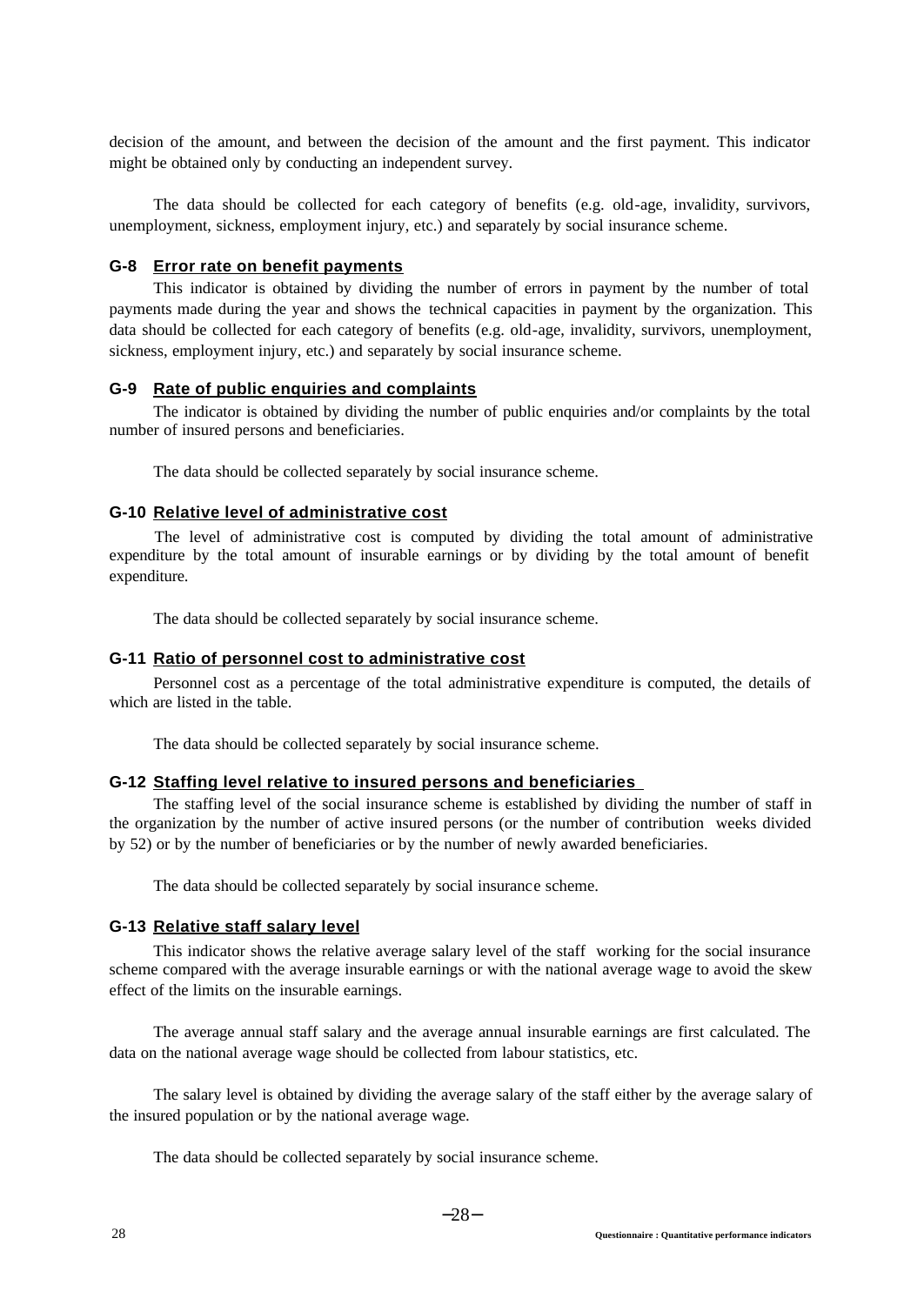decision of the amount, and between the decision of the amount and the first payment. This indicator might be obtained only by conducting an independent survey.

The data should be collected for each category of benefits (e.g. old-age, invalidity, survivors, unemployment, sickness, employment injury, etc.) and separately by social insurance scheme.

### G-8 Error rate on benefit payments

This indicator is obtained by dividing the number of errors in payment by the number of total payments made during the year and shows the technical capacities in payment by the organization. This data should be collected for each category of benefits (e.g. old-age, invalidity, survivors, unemployment, sickness, employment injury, etc.) and separately by social insurance scheme.

### G-9 Rate of public enquiries and complaints

The indicator is obtained by dividing the number of public enquiries and/or complaints by the total number of insured persons and beneficiaries.

The data should be collected separately by social insurance scheme.

### G-10 Relative level of administrative cost

The level of administrative cost is computed by dividing the total amount of administrative expenditure by the total amount of insurable earnings or by dividing by the total amount of benefit expenditure.

The data should be collected separately by social insurance scheme.

### G-11 Ratio of personnel cost to administrative cost

Personnel cost as a percentage of the total administrative expenditure is computed, the details of which are listed in the table.

The data should be collected separately by social insurance scheme.

### G-12 Staffing level relative to insured persons and beneficiaries

The staffing level of the social insurance scheme is established by dividing the number of staff in the organization by the number of active insured persons (or the number of contribution weeks divided by 52) or by the number of beneficiaries or by the number of newly awarded beneficiaries.

The data should be collected separately by social insurance scheme.

### G-13 Relative staff salary level

This indicator shows the relative average salary level of the staff working for the social insurance scheme compared with the average insurable earnings or with the national average wage to avoid the skew effect of the limits on the insurable earnings.

The average annual staff salary and the average annual insurable earnings are first calculated. The data on the national average wage should be collected from labour statistics, etc.

The salary level is obtained by dividing the average salary of the staff either by the average salary of the insured population or by the national average wage.

The data should be collected separately by social insurance scheme.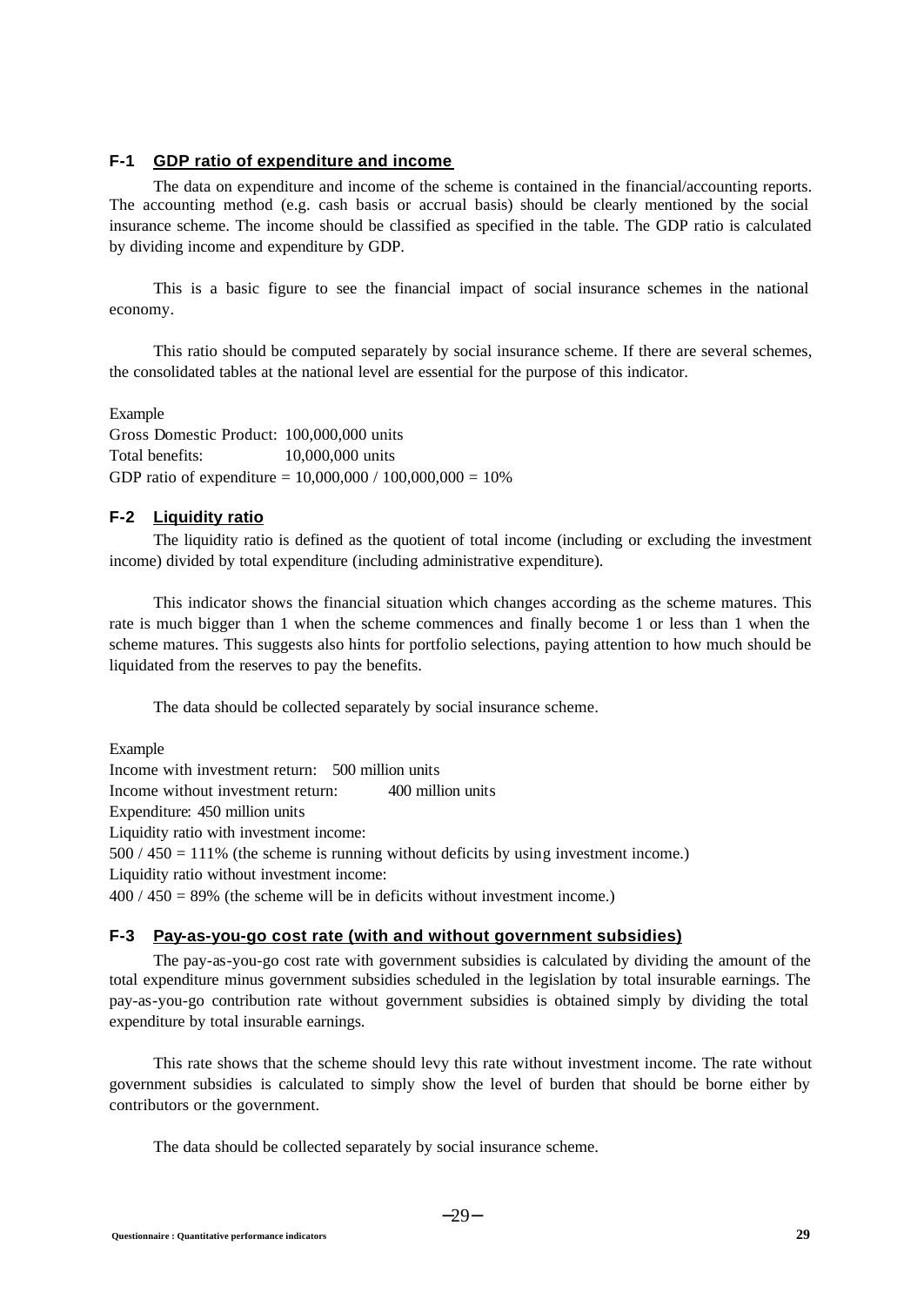### F-1 GDP ratio of expenditure and income

The data on expenditure and income of the scheme is contained in the financial/accounting reports. The accounting method (e.g. cash basis or accrual basis) should be clearly mentioned by the social insurance scheme. The income should be classified as specified in the table. The GDP ratio is calculated by dividing income and expenditure by GDP.

This is a basic figure to see the financial impact of social insurance schemes in the national economy.

This ratio should be computed separately by social insurance scheme. If there are several schemes, the consolidated tables at the national level are essential for the purpose of this indicator.

Example

Gross Domestic Product: 100,000,000 units

Total benefits: 10,000,000 units

GDP ratio of expenditure = 10,000,000 / 100,000,000 = 10%

### F-2 Liquidity ratio

The liquidity ratio is defined as the quotient of total income (including or excluding the investment income) divided by total expenditure (including administrative expenditure).

This indicator shows the financial situation which changes according as the scheme matures. This rate is much bigger than 1 when the scheme commences and finally become 1 or less than 1 when the scheme matures. This suggests also hints for portfolio selections, paying attention to how much should be liquidated from the reserves to pay the benefits.

The data should be collected separately by social insurance scheme.

Example

Income with investment return: 500 million units

Income without investment return: 400 million units

Expenditure: 450 million units

Liquidity ratio with investment income:

500 / 450 = 111% (the scheme is running without deficits by using investment income.)

Liquidity ratio without investment income:

400 / 450 = 89% (the scheme will be in deficits without investment income.)

### F-3 Pay-as-you-go cost rate (with and without government subsidies)

The pay-as-you-go cost rate with government subsidies is calculated by dividing the amount of the total expenditure minus government subsidies scheduled in the legislation by total insurable earnings. The pay-as-you-go contribution rate without government subsidies is obtained simply by dividing the total expenditure by total insurable earnings.

This rate shows that the scheme should levy this rate without investment income. The rate without government subsidies is calculated to simply show the level of burden that should be borne either by contributors or the government.

The data should be collected separately by social insurance scheme.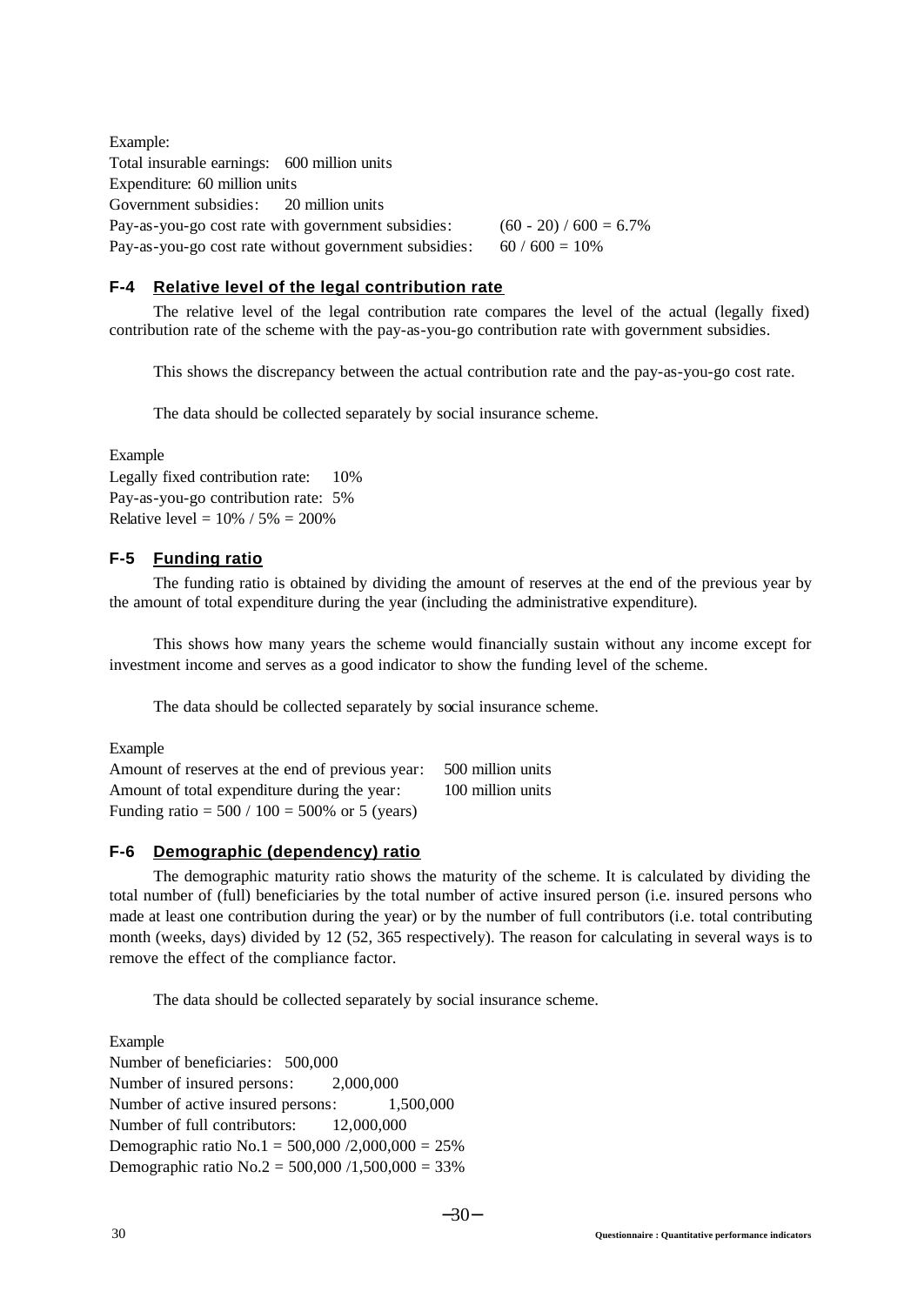Example:
Total insurable earnings: 600 million units
Expenditure: 60 million units
Government subsidies: 20 million units
Pay-as-you-go cost rate with government subsidies: (60 - 20) / 600 = 6.7%
Pay-as-you-go cost rate without government subsidies: 60 / 600 = 10%

### F-4 Relative level of the legal contribution rate

The relative level of the legal contribution rate compares the level of the actual (legally fixed) contribution rate of the scheme with the pay-as-you-go contribution rate with government subsidies.

This shows the discrepancy between the actual contribution rate and the pay-as-you-go cost rate.

The data should be collected separately by social insurance scheme.

Example
Legally fixed contribution rate: 10%
Pay-as-you-go contribution rate: 5%
Relative level = 10% / 5% = 200%

### F-5 Funding ratio

The funding ratio is obtained by dividing the amount of reserves at the end of the previous year by the amount of total expenditure during the year (including the administrative expenditure).

This shows how many years the scheme would financially sustain without any income except for investment income and serves as a good indicator to show the funding level of the scheme.

The data should be collected separately by social insurance scheme.

Example
Amount of reserves at the end of previous year: 500 million units
Amount of total expenditure during the year: 100 million units
Funding ratio = 500 / 100 = 500% or 5 (years)

### F-6 Demographic (dependency) ratio

The demographic maturity ratio shows the maturity of the scheme. It is calculated by dividing the total number of (full) beneficiaries by the total number of active insured person (i.e. insured persons who made at least one contribution during the year) or by the number of full contributors (i.e. total contributing month (weeks, days) divided by 12 (52, 365 respectively). The reason for calculating in several ways is to remove the effect of the compliance factor.

The data should be collected separately by social insurance scheme.

Example
Number of beneficiaries: 500,000
Number of insured persons: 2,000,000
Number of active insured persons: 1,500,000
Number of full contributors: 12,000,000
Demographic ratio No.1 = 500,000 /2,000,000 = 25%
Demographic ratio No.2 = 500,000 /1,500,000 = 33%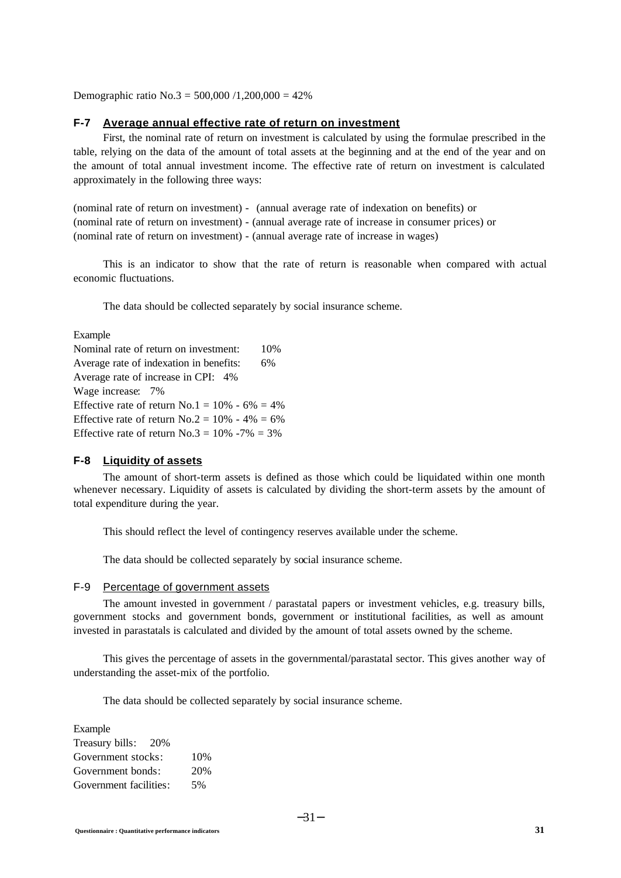Demographic ratio No.3 = 500,000 /1,200,000 = 42%

### F-7 Average annual effective rate of return on investment

First, the nominal rate of return on investment is calculated by using the formulae prescribed in the table, relying on the data of the amount of total assets at the beginning and at the end of the year and on the amount of total annual investment income. The effective rate of return on investment is calculated approximately in the following three ways:

(nominal rate of return on investment) - (annual average rate of indexation on benefits) or
(nominal rate of return on investment) - (annual average rate of increase in consumer prices) or
(nominal rate of return on investment) - (annual average rate of increase in wages)

This is an indicator to show that the rate of return is reasonable when compared with actual economic fluctuations.

The data should be collected separately by social insurance scheme.

Example
Nominal rate of return on investment: 10%
Average rate of indexation in benefits: 6%
Average rate of increase in CPI: 4%
Wage increase: 7%
Effective rate of return No.1 = 10% - 6% = 4%
Effective rate of return No.2 = 10% - 4% = 6%
Effective rate of return No.3 = 10% -7% = 3%

### F-8 Liquidity of assets

The amount of short-term assets is defined as those which could be liquidated within one month whenever necessary. Liquidity of assets is calculated by dividing the short-term assets by the amount of total expenditure during the year.

This should reflect the level of contingency reserves available under the scheme.

The data should be collected separately by social insurance scheme.

### F-9 Percentage of government assets

The amount invested in government / parastatal papers or investment vehicles, e.g. treasury bills, government stocks and government bonds, government or institutional facilities, as well as amount invested in parastatals is calculated and divided by the amount of total assets owned by the scheme.

This gives the percentage of assets in the governmental/parastatal sector. This gives another way of understanding the asset-mix of the portfolio.

The data should be collected separately by social insurance scheme.

Example
Treasury bills: 20%
Government stocks: 10%
Government bonds: 20%
Government facilities: 5%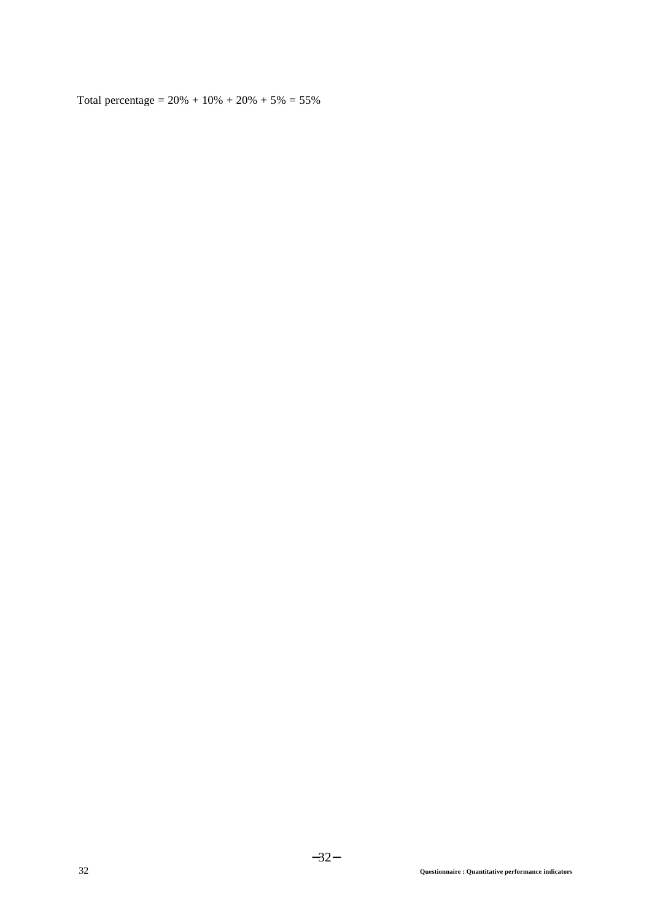Total percentage = 20% + 10% + 20% + 5% = 55%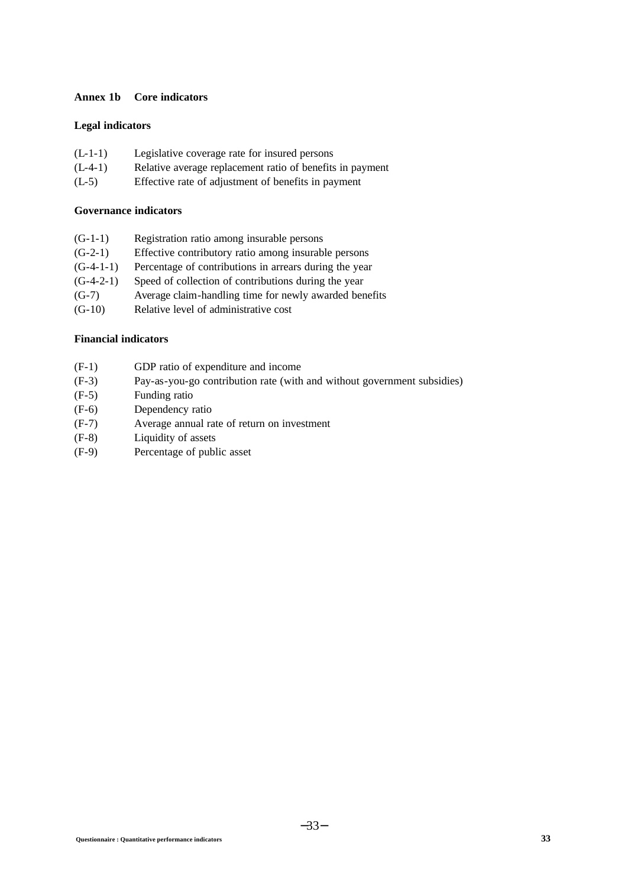## Annex 1b Core indicators

### Legal indicators

(L-1-1) Legislative coverage rate for insured persons
(L-4-1) Relative average replacement ratio of benefits in payment
(L-5) Effective rate of adjustment of benefits in payment

### Governance indicators

(G-1-1) Registration ratio among insurable persons
(G-2-1) Effective contributory ratio among insurable persons
(G-4-1-1) Percentage of contributions in arrears during the year
(G-4-2-1) Speed of collection of contributions during the year
(G-7) Average claim-handling time for newly awarded benefits
(G-10) Relative level of administrative cost

### Financial indicators

(F-1) GDP ratio of expenditure and income
(F-3) Pay-as-you-go contribution rate (with and without government subsidies)
(F-5) Funding ratio
(F-6) Dependency ratio
(F-7) Average annual rate of return on investment
(F-8) Liquidity of assets
(F-9) Percentage of public asset